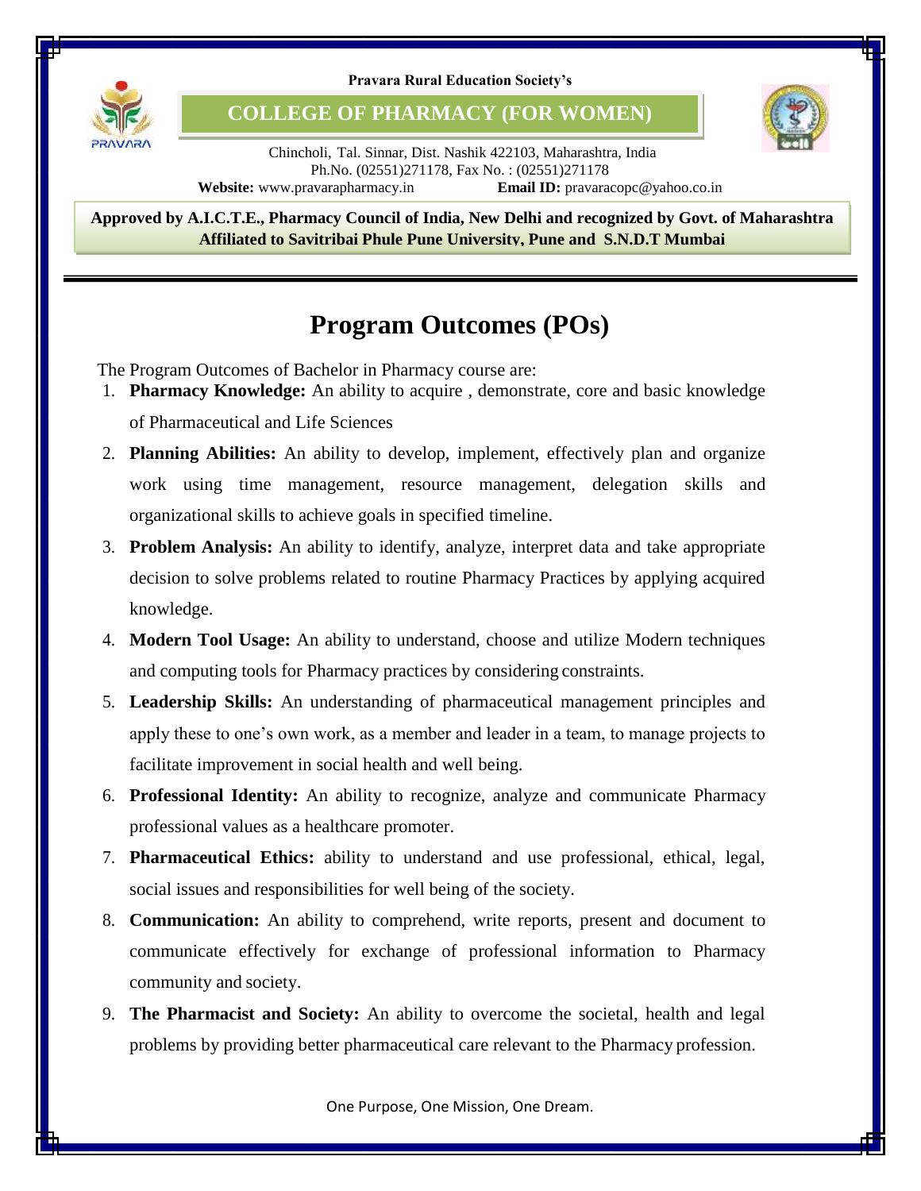Pravara Rural Education Society's

**COLLEGE OF PHARMACY (FOR WOMEN)**

Chincholi, Tal. Sinnar, Dist. Nashik 422103, Maharashtra, India
Ph.No. (02551)271178, Fax No. : (02551)271178
**Website:** www.pravarapharmacy.in **Email ID:** pravaracopc@yahoo.co.in

**Approved by A.I.C.T.E., Pharmacy Council of India, New Delhi and recognized by Govt. of Maharashtra**
**Affiliated to Savitribai Phule Pune University, Pune and S.N.D.T Mumbai**

# Program Outcomes (POs)

The Program Outcomes of Bachelor in Pharmacy course are:

1. **Pharmacy Knowledge:** An ability to acquire , demonstrate, core and basic knowledge of Pharmaceutical and Life Sciences
2. **Planning Abilities:** An ability to develop, implement, effectively plan and organize work using time management, resource management, delegation skills and organizational skills to achieve goals in specified timeline.
3. **Problem Analysis:** An ability to identify, analyze, interpret data and take appropriate decision to solve problems related to routine Pharmacy Practices by applying acquired knowledge.
4. **Modern Tool Usage:** An ability to understand, choose and utilize Modern techniques and computing tools for Pharmacy practices by considering constraints.
5. **Leadership Skills:** An understanding of pharmaceutical management principles and apply these to one's own work, as a member and leader in a team, to manage projects to facilitate improvement in social health and well being.
6. **Professional Identity:** An ability to recognize, analyze and communicate Pharmacy professional values as a healthcare promoter.
7. **Pharmaceutical Ethics:** ability to understand and use professional, ethical, legal, social issues and responsibilities for well being of the society.
8. **Communication:** An ability to comprehend, write reports, present and document to communicate effectively for exchange of professional information to Pharmacy community and society.
9. **The Pharmacist and Society:** An ability to overcome the societal, health and legal problems by providing better pharmaceutical care relevant to the Pharmacy profession.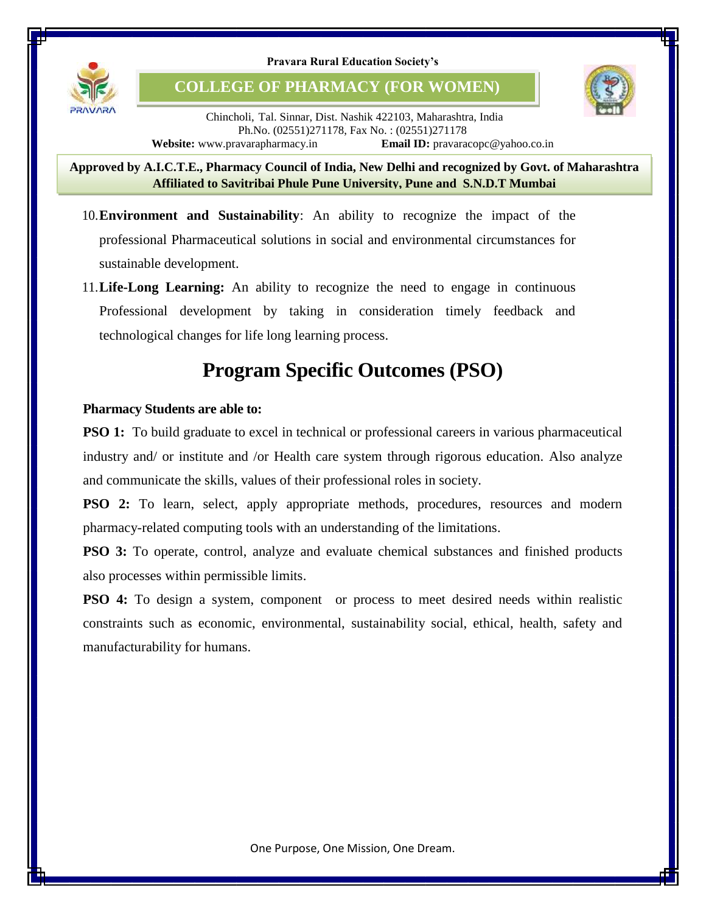10. **Environment and Sustainability**: An ability to recognize the impact of the professional Pharmaceutical solutions in social and environmental circumstances for sustainable development.
11. **Life-Long Learning:** An ability to recognize the need to engage in continuous Professional development by taking in consideration timely feedback and technological changes for life long learning process.

# Program Specific Outcomes (PSO)

**Pharmacy Students are able to:**

**PSO 1:** To build graduate to excel in technical or professional careers in various pharmaceutical industry and/ or institute and /or Health care system through rigorous education. Also analyze and communicate the skills, values of their professional roles in society.

**PSO 2:** To learn, select, apply appropriate methods, procedures, resources and modern pharmacy-related computing tools with an understanding of the limitations.

**PSO 3:** To operate, control, analyze and evaluate chemical substances and finished products also processes within permissible limits.

**PSO 4:** To design a system, component or process to meet desired needs within realistic constraints such as economic, environmental, sustainability social, ethical, health, safety and manufacturability for humans.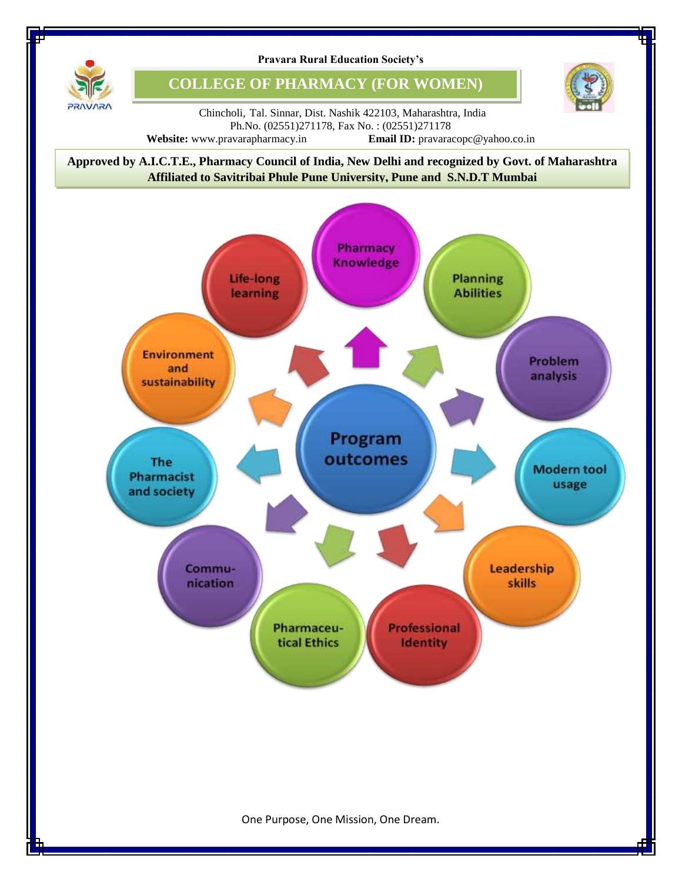Pravara Rural Education Society's

# COLLEGE OF PHARMACY (FOR WOMEN)

Chincholi, Tal. Sinnar, Dist. Nashik 422103, Maharashtra, India
Ph.No. (02551)271178, Fax No. : (02551)271178
**Website:** www.pravarapharmacy.in **Email ID:** pravaracopc@yahoo.co.in

**Approved by A.I.C.T.E., Pharmacy Council of India, New Delhi and recognized by Govt. of Maharashtra**
**Affiliated to Savitribai Phule Pune University, Pune and S.N.D.T Mumbai**

**Program outcomes**

- Pharmacy Knowledge
- Planning Abilities
- Problem analysis
- Modern tool usage
- Leadership skills
- Professional Identity
- Pharmaceu-tical Ethics
- Commu-nication
- The Pharmacist and society
- Environment and sustainability
- Life-long learning

One Purpose, One Mission, One Dream.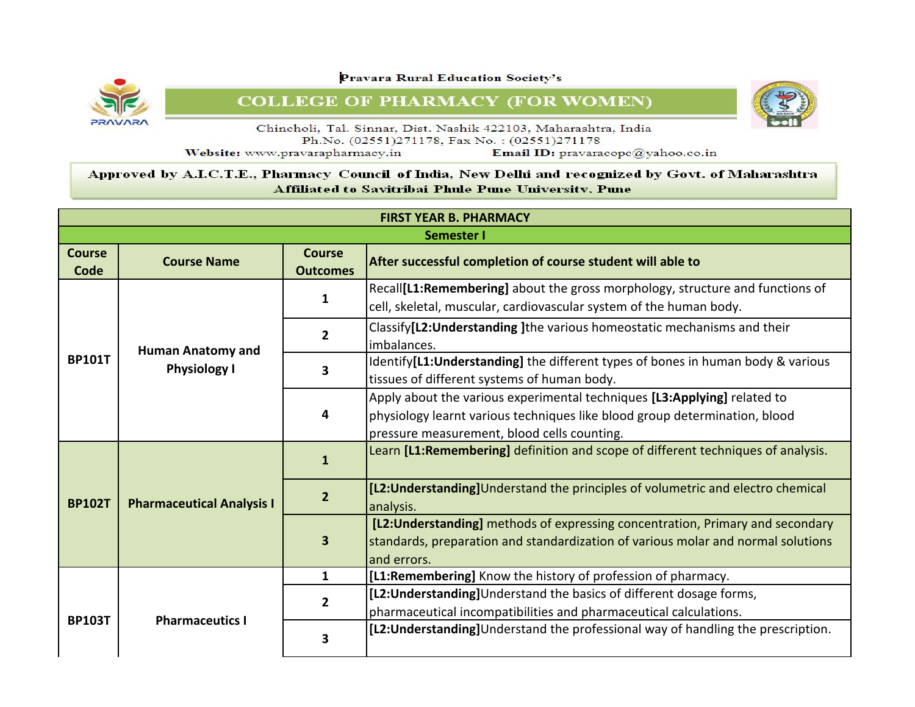Pravara Rural Education Society's

# COLLEGE OF PHARMACY (FOR WOMEN)

Chincholi, Tal. Sinnar, Dist. Nashik 422103, Maharashtra, India
Ph.No. (02551)271178, Fax No. : (02551)271178
**Website:** www.pravarapharmacy.in **Email ID:** pravaracopc@yahoo.co.in

Approved by A.I.C.T.E., Pharmacy Council of India, New Delhi and recognized by Govt. of Maharashtra
Affiliated to Savitribai Phule Pune University, Pune

| FIRST YEAR B. PHARMACY | | | |
|---|---|---|---|
| **Semester I** | | | |
| **Course Code** | **Course Name** | **Course Outcomes** | **After successful completion of course student will able to** |
| **BP101T** | **Human Anatomy and Physiology I** | 1 | Recall**[L1:Remembering]** about the gross morphology, structure and functions of cell, skeletal, muscular, cardiovascular system of the human body. |
| | | 2 | Classify**[L2:Understanding ]**the various homeostatic mechanisms and their imbalances. |
| | | 3 | Identify**[L1:Understanding]** the different types of bones in human body & various tissues of different systems of human body. |
| | | 4 | Apply about the various experimental techniques **[L3:Applying]** related to physiology learnt various techniques like blood group determination, blood pressure measurement, blood cells counting. |
| **BP102T** | **Pharmaceutical Analysis I** | 1 | Learn **[L1:Remembering]** definition and scope of different techniques of analysis. |
| | | 2 | **[L2:Understanding]**Understand the principles of volumetric and electro chemical analysis. |
| | | 3 | **[L2:Understanding]** methods of expressing concentration, Primary and secondary standards, preparation and standardization of various molar and normal solutions and errors. |
| **BP103T** | **Pharmaceutics I** | 1 | **[L1:Remembering]** Know the history of profession of pharmacy. |
| | | 2 | **[L2:Understanding]**Understand the basics of different dosage forms, pharmaceutical incompatibilities and pharmaceutical calculations. |
| | | 3 | **[L2:Understanding]**Understand the professional way of handling the prescription. |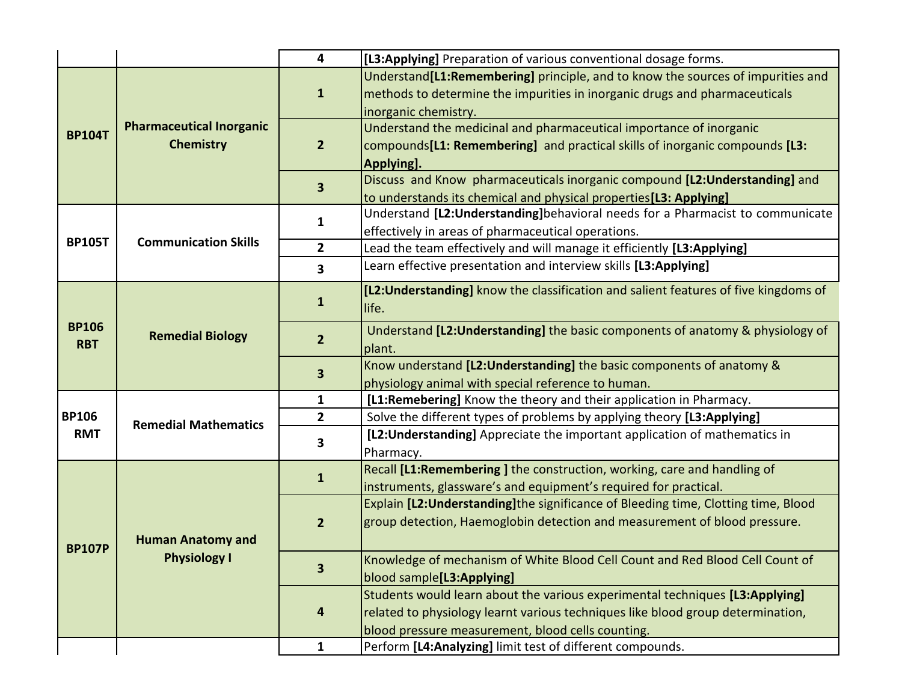| | | | |
|---|---|---|---|
| | | 4 | **[L3:Applying]** Preparation of various conventional dosage forms. |
| **BP104T** | **Pharmaceutical Inorganic Chemistry** | 1 | Understand**[L1:Remembering]** principle, and to know the sources of impurities and methods to determine the impurities in inorganic drugs and pharmaceuticals inorganic chemistry. |
| | | 2 | Understand the medicinal and pharmaceutical importance of inorganic compounds**[L1: Remembering]** and practical skills of inorganic compounds **[L3: Applying].** |
| | | 3 | Discuss and Know pharmaceuticals inorganic compound **[L2:Understanding]** and to understands its chemical and physical properties**[L3: Applying]** |
| **BP105T** | **Communication Skills** | 1 | Understand **[L2:Understanding]**behavioral needs for a Pharmacist to communicate effectively in areas of pharmaceutical operations. |
| | | 2 | Lead the team effectively and will manage it efficiently **[L3:Applying]** |
| | | 3 | Learn effective presentation and interview skills **[L3:Applying]** |
| **BP106 RBT** | **Remedial Biology** | 1 | **[L2:Understanding]** know the classification and salient features of five kingdoms of life. |
| | | 2 | Understand **[L2:Understanding]** the basic components of anatomy & physiology of plant. |
| | | 3 | Know understand **[L2:Understanding]** the basic components of anatomy & physiology animal with special reference to human. |
| **BP106 RMT** | **Remedial Mathematics** | 1 | **[L1:Remebering]** Know the theory and their application in Pharmacy. |
| | | 2 | Solve the different types of problems by applying theory **[L3:Applying]** |
| | | 3 | **[L2:Understanding]** Appreciate the important application of mathematics in Pharmacy. |
| **BP107P** | **Human Anatomy and Physiology I** | 1 | Recall **[L1:Remembering ]** the construction, working, care and handling of instruments, glassware's and equipment's required for practical. |
| | | 2 | Explain **[L2:Understanding]**the significance of Bleeding time, Clotting time, Blood group detection, Haemoglobin detection and measurement of blood pressure. |
| | | 3 | Knowledge of mechanism of White Blood Cell Count and Red Blood Cell Count of blood sample**[L3:Applying]** |
| | | 4 | Students would learn about the various experimental techniques **[L3:Applying]** related to physiology learnt various techniques like blood group determination, blood pressure measurement, blood cells counting. |
| | | 1 | Perform **[L4:Analyzing]** limit test of different compounds. |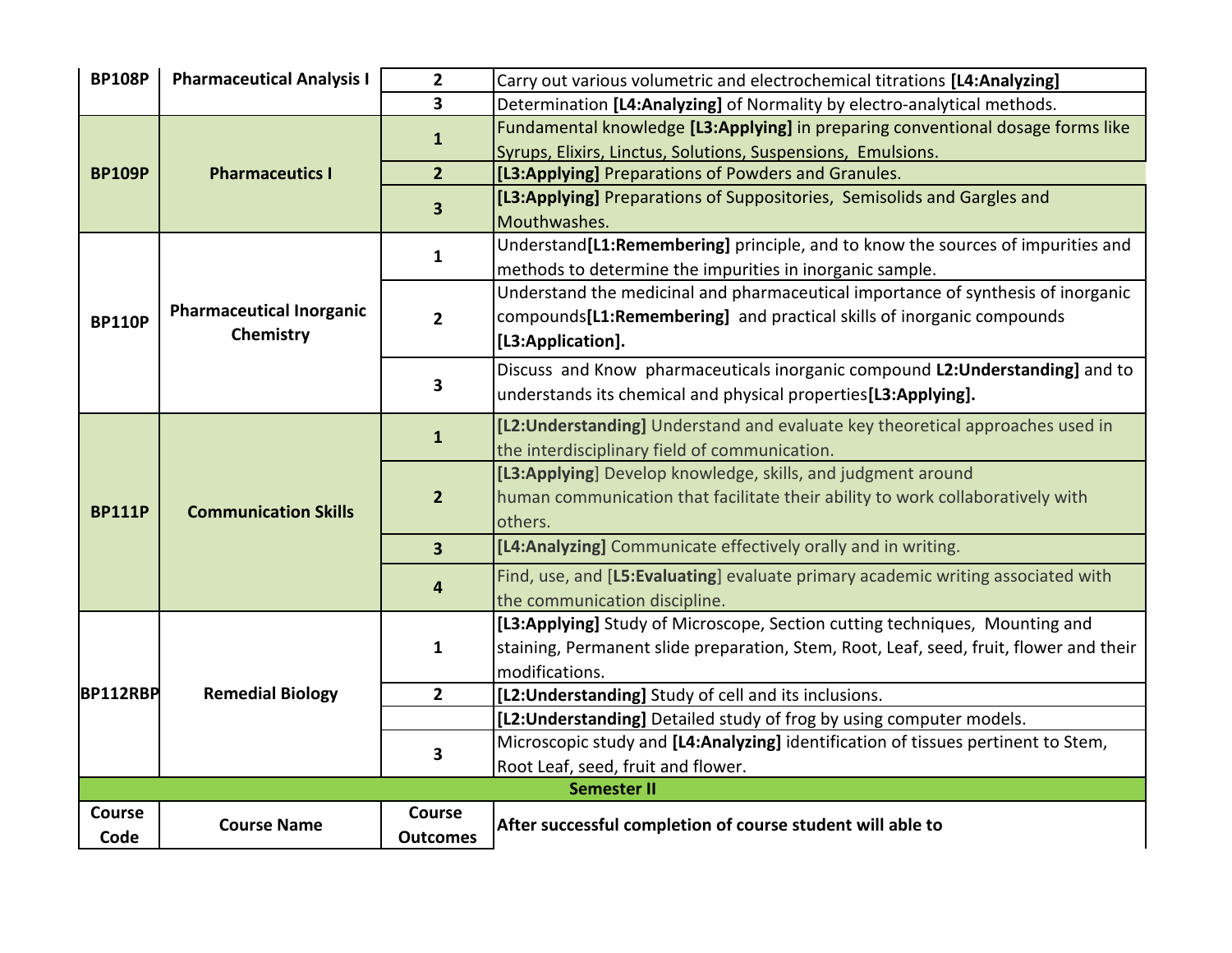| Course Code | Course Name | Course Outcomes | After successful completion of course student will able to |
|---|---|---|---|
| BP108P | Pharmaceutical Analysis I | 2 | Carry out various volumetric and electrochemical titrations **[L4:Analyzing]** |
| | | 3 | Determination **[L4:Analyzing]** of Normality by electro-analytical methods. |
| BP109P | Pharmaceutics I | 1 | Fundamental knowledge **[L3:Applying]** in preparing conventional dosage forms like Syrups, Elixirs, Linctus, Solutions, Suspensions, Emulsions. |
| | | 2 | **[L3:Applying]** Preparations of Powders and Granules. |
| | | 3 | **[L3:Applying]** Preparations of Suppositories, Semisolids and Gargles and Mouthwashes. |
| BP110P | Pharmaceutical Inorganic Chemistry | 1 | Understand**[L1:Remembering]** principle, and to know the sources of impurities and methods to determine the impurities in inorganic sample. |
| | | 2 | Understand the medicinal and pharmaceutical importance of synthesis of inorganic compounds**[L1:Remembering]** and practical skills of inorganic compounds **[L3:Application].** |
| | | 3 | Discuss and Know pharmaceuticals inorganic compound **L2:Understanding]** and to understands its chemical and physical properties**[L3:Applying].** |
| BP111P | Communication Skills | 1 | **[L2:Understanding]** Understand and evaluate key theoretical approaches used in the interdisciplinary field of communication. |
| | | 2 | **[L3:Applying**] Develop knowledge, skills, and judgment around human communication that facilitate their ability to work collaboratively with others. |
| | | 3 | **[L4:Analyzing]** Communicate effectively orally and in writing. |
| | | 4 | Find, use, and [**L5:Evaluating**] evaluate primary academic writing associated with the communication discipline. |
| BP112RBP | Remedial Biology | 1 | **[L3:Applying]** Study of Microscope, Section cutting techniques, Mounting and staining, Permanent slide preparation, Stem, Root, Leaf, seed, fruit, flower and their modifications. |
| | | 2 | **[L2:Understanding]** Study of cell and its inclusions. |
| | | | **[L2:Understanding]** Detailed study of frog by using computer models. |
| | | 3 | Microscopic study and **[L4:Analyzing]** identification of tissues pertinent to Stem, Root Leaf, seed, fruit and flower. |

**Semester II**

| Course Code | Course Name | Course Outcomes | After successful completion of course student will able to |
|---|---|---|---|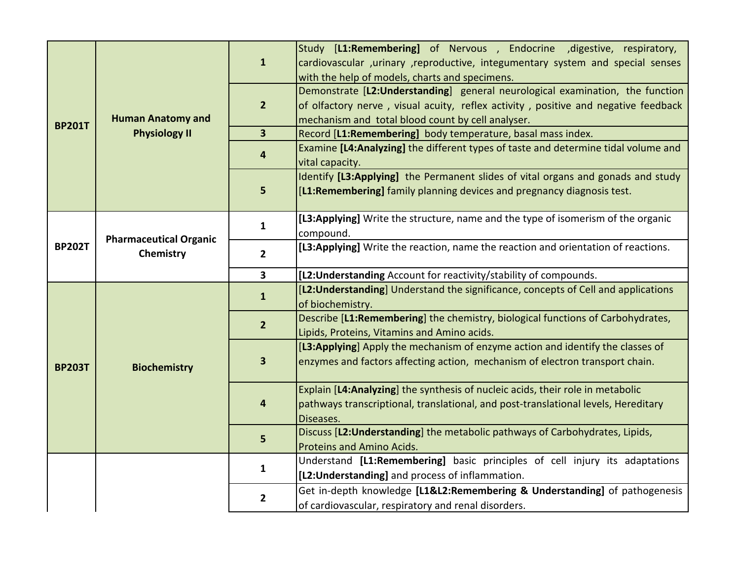| | | | |
|---|---|---|---|
| **BP201T** | **Human Anatomy and Physiology II** | **1** | Study [**L1:Remembering]** of Nervous , Endocrine ,digestive, respiratory, cardiovascular ,urinary ,reproductive, integumentary system and special senses with the help of models, charts and specimens. |
| | | **2** | Demonstrate [**L2:Understanding**] general neurological examination, the function of olfactory nerve , visual acuity, reflex activity , positive and negative feedback mechanism and total blood count by cell analyser. |
| | | **3** | Record [**L1:Remembering]** body temperature, basal mass index. |
| | | **4** | Examine **[L4:Analyzing]** the different types of taste and determine tidal volume and vital capacity. |
| | | **5** | Identify **[L3:Applying]** the Permanent slides of vital organs and gonads and study [**L1:Remembering]** family planning devices and pregnancy diagnosis test. |
| **BP202T** | **Pharmaceutical Organic Chemistry** | **1** | **[L3:Applying]** Write the structure, name and the type of isomerism of the organic compound. |
| | | **2** | **[L3:Applying]** Write the reaction, name the reaction and orientation of reactions. |
| | | **3** | **[L2:Understanding** Account for reactivity/stability of compounds. |
| **BP203T** | **Biochemistry** | **1** | [**L2:Understanding**] Understand the significance, concepts of Cell and applications of biochemistry. |
| | | **2** | Describe [**L1:Remembering**] the chemistry, biological functions of Carbohydrates, Lipids, Proteins, Vitamins and Amino acids. |
| | | **3** | [**L3:Applying**] Apply the mechanism of enzyme action and identify the classes of enzymes and factors affecting action, mechanism of electron transport chain. |
| | | **4** | Explain [**L4:Analyzing**] the synthesis of nucleic acids, their role in metabolic pathways transcriptional, translational, and post-translational levels, Hereditary Diseases. |
| | | **5** | Discuss [**L2:Understanding**] the metabolic pathways of Carbohydrates, Lipids, Proteins and Amino Acids. |
| | | **1** | Understand **[L1:Remembering]** basic principles of cell injury its adaptations **[L2:Understanding]** and process of inflammation. |
| | | **2** | Get in-depth knowledge **[L1&L2:Remembering & Understanding]** of pathogenesis of cardiovascular, respiratory and renal disorders. |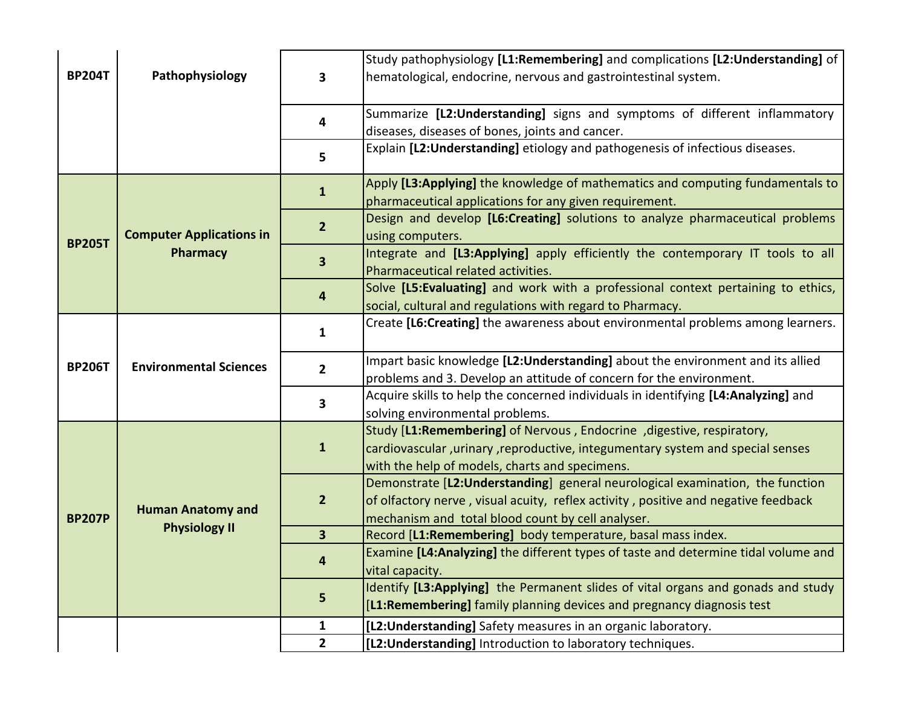| | | | |
|---|---|---|---|
| BP204T | Pathophysiology | 3 | Study pathophysiology **[L1:Remembering]** and complications **[L2:Understanding]** of hematological, endocrine, nervous and gastrointestinal system. |
| | | 4 | Summarize **[L2:Understanding]** signs and symptoms of different inflammatory diseases, diseases of bones, joints and cancer. |
| | | 5 | Explain **[L2:Understanding]** etiology and pathogenesis of infectious diseases. |
| BP205T | Computer Applications in Pharmacy | 1 | Apply **[L3:Applying]** the knowledge of mathematics and computing fundamentals to pharmaceutical applications for any given requirement. |
| | | 2 | Design and develop **[L6:Creating]** solutions to analyze pharmaceutical problems using computers. |
| | | 3 | Integrate and **[L3:Applying]** apply efficiently the contemporary IT tools to all Pharmaceutical related activities. |
| | | 4 | Solve **[L5:Evaluating]** and work with a professional context pertaining to ethics, social, cultural and regulations with regard to Pharmacy. |
| BP206T | Environmental Sciences | 1 | Create **[L6:Creating]** the awareness about environmental problems among learners. |
| | | 2 | Impart basic knowledge **[L2:Understanding]** about the environment and its allied problems and 3. Develop an attitude of concern for the environment. |
| | | 3 | Acquire skills to help the concerned individuals in identifying **[L4:Analyzing]** and solving environmental problems. |
| BP207P | Human Anatomy and Physiology II | 1 | Study [**L1:Remembering]** of Nervous , Endocrine ,digestive, respiratory, cardiovascular ,urinary ,reproductive, integumentary system and special senses with the help of models, charts and specimens. |
| | | 2 | Demonstrate [**L2:Understanding**] general neurological examination, the function of olfactory nerve , visual acuity, reflex activity , positive and negative feedback mechanism and total blood count by cell analyser. |
| | | 3 | Record [**L1:Remembering]** body temperature, basal mass index. |
| | | 4 | Examine **[L4:Analyzing]** the different types of taste and determine tidal volume and vital capacity. |
| | | 5 | Identify **[L3:Applying]** the Permanent slides of vital organs and gonads and study [**L1:Remembering]** family planning devices and pregnancy diagnosis test |
| | | 1 | **[L2:Understanding]** Safety measures in an organic laboratory. |
| | | 2 | **[L2:Understanding]** Introduction to laboratory techniques. |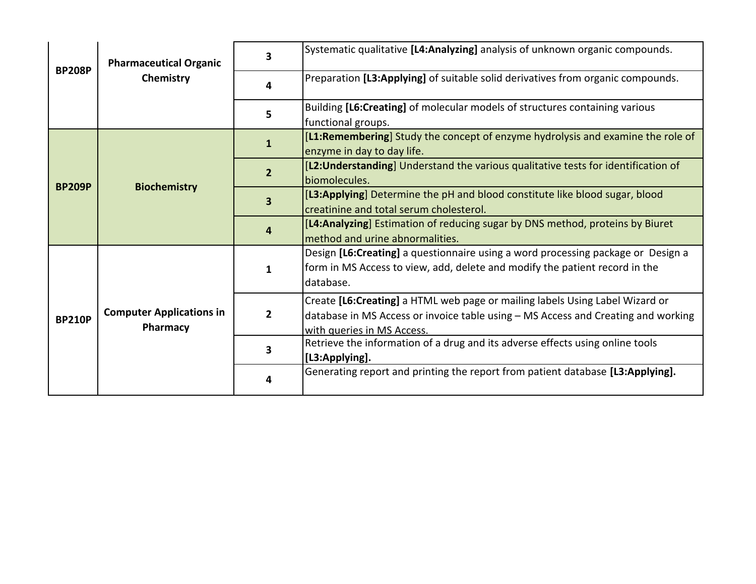| | | | |
|---|---|---|---|
| **BP208P** | **Pharmaceutical Organic Chemistry** | **3** | Systematic qualitative **[L4:Analyzing]** analysis of unknown organic compounds. |
| | | **4** | Preparation **[L3:Applying]** of suitable solid derivatives from organic compounds. |
| | | **5** | Building **[L6:Creating]** of molecular models of structures containing various functional groups. |
| **BP209P** | **Biochemistry** | **1** | [**L1:Remembering**] Study the concept of enzyme hydrolysis and examine the role of enzyme in day to day life. |
| | | **2** | [**L2:Understanding**] Understand the various qualitative tests for identification of biomolecules. |
| | | **3** | [**L3:Applying**] Determine the pH and blood constitute like blood sugar, blood creatinine and total serum cholesterol. |
| | | **4** | [**L4:Analyzing**] Estimation of reducing sugar by DNS method, proteins by Biuret method and urine abnormalities. |
| **BP210P** | **Computer Applications in Pharmacy** | **1** | Design **[L6:Creating]** a questionnaire using a word processing package or Design a form in MS Access to view, add, delete and modify the patient record in the database. |
| | | **2** | Create **[L6:Creating]** a HTML web page or mailing labels Using Label Wizard or database in MS Access or invoice table using – MS Access and Creating and working with queries in MS Access. |
| | | **3** | Retrieve the information of a drug and its adverse effects using online tools **[L3:Applying].** |
| | | **4** | Generating report and printing the report from patient database **[L3:Applying].** |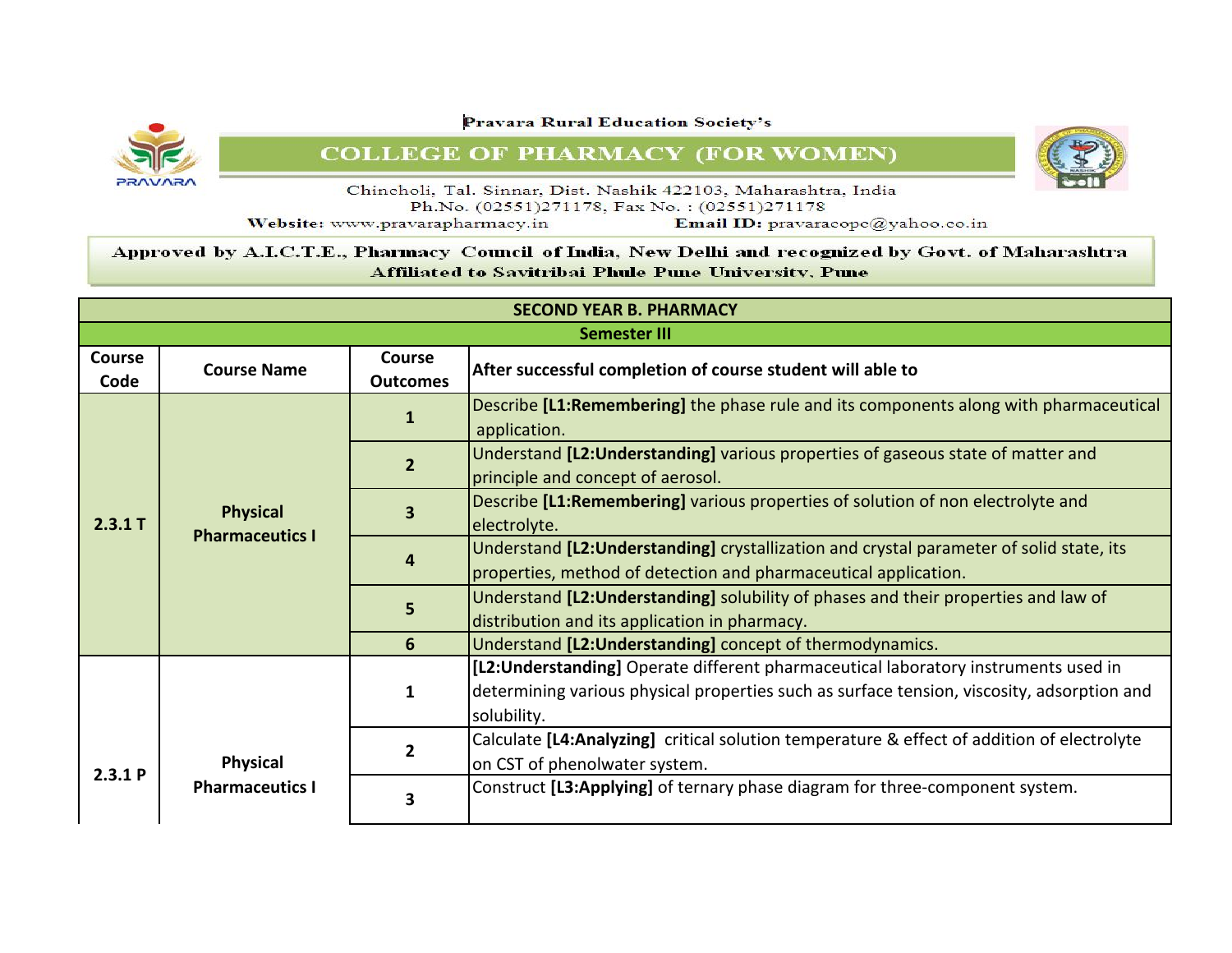Pravara Rural Education Society's

# COLLEGE OF PHARMACY (FOR WOMEN)

Chincholi, Tal. Sinnar, Dist. Nashik 422103, Maharashtra, India
Ph.No. (02551)271178, Fax No. : (02551)271178
Website: www.pravarapharmacy.in Email ID: pravaracopc@yahoo.co.in

Approved by A.I.C.T.E., Pharmacy Council of India, New Delhi and recognized by Govt. of Maharashtra
Affiliated to Savitribai Phule Pune University, Pune

| SECOND YEAR B. PHARMACY | | | |
|---|---|---|---|
| Semester III | | | |
| **Course Code** | **Course Name** | **Course Outcomes** | **After successful completion of course student will able to** |
| **2.3.1 T** | **Physical Pharmaceutics I** | **1** | Describe **[L1:Remembering]** the phase rule and its components along with pharmaceutical application. |
| | | **2** | Understand **[L2:Understanding]** various properties of gaseous state of matter and principle and concept of aerosol. |
| | | **3** | Describe **[L1:Remembering]** various properties of solution of non electrolyte and electrolyte. |
| | | **4** | Understand **[L2:Understanding]** crystallization and crystal parameter of solid state, its properties, method of detection and pharmaceutical application. |
| | | **5** | Understand **[L2:Understanding]** solubility of phases and their properties and law of distribution and its application in pharmacy. |
| | | **6** | Understand **[L2:Understanding]** concept of thermodynamics. |
| **2.3.1 P** | **Physical Pharmaceutics I** | **1** | **[L2:Understanding]** Operate different pharmaceutical laboratory instruments used in determining various physical properties such as surface tension, viscosity, adsorption and solubility. |
| | | **2** | Calculate **[L4:Analyzing]** critical solution temperature & effect of addition of electrolyte on CST of phenolwater system. |
| | | **3** | Construct **[L3:Applying]** of ternary phase diagram for three-component system. |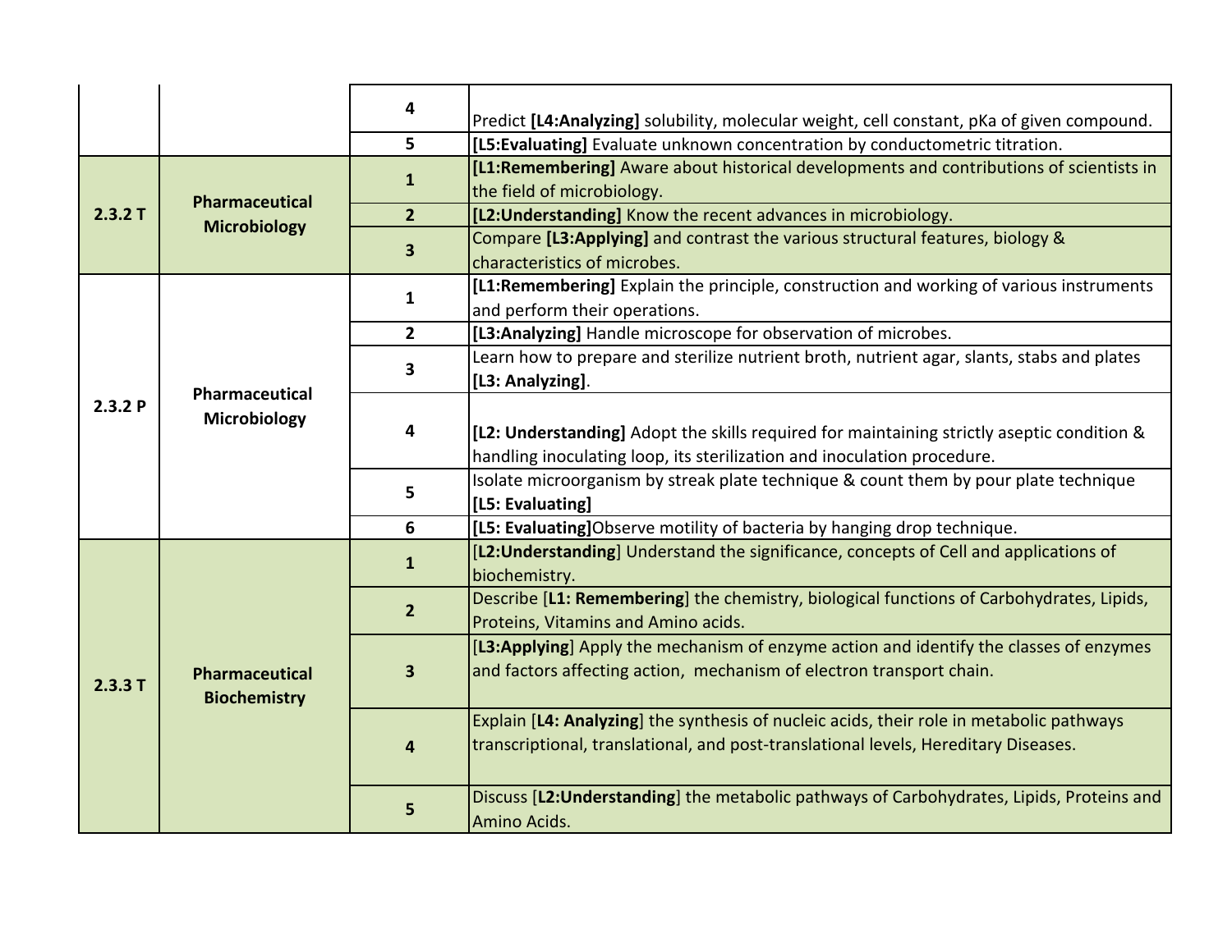| | | | |
|---|---|---|---|
| | | 4 | Predict **[L4:Analyzing]** solubility, molecular weight, cell constant, pKa of given compound. |
| | | 5 | **[L5:Evaluating]** Evaluate unknown concentration by conductometric titration. |
| **2.3.2 T** | **Pharmaceutical Microbiology** | 1 | **[L1:Remembering]** Aware about historical developments and contributions of scientists in the field of microbiology. |
| | | 2 | **[L2:Understanding]** Know the recent advances in microbiology. |
| | | 3 | Compare **[L3:Applying]** and contrast the various structural features, biology & characteristics of microbes. |
| **2.3.2 P** | **Pharmaceutical Microbiology** | 1 | **[L1:Remembering]** Explain the principle, construction and working of various instruments and perform their operations. |
| | | 2 | **[L3:Analyzing]** Handle microscope for observation of microbes. |
| | | 3 | Learn how to prepare and sterilize nutrient broth, nutrient agar, slants, stabs and plates **[L3: Analyzing]**. |
| | | 4 | **[L2: Understanding]** Adopt the skills required for maintaining strictly aseptic condition & handling inoculating loop, its sterilization and inoculation procedure. |
| | | 5 | Isolate microorganism by streak plate technique & count them by pour plate technique **[L5: Evaluating]** |
| | | 6 | **[L5: Evaluating]**Observe motility of bacteria by hanging drop technique. |
| **2.3.3 T** | **Pharmaceutical Biochemistry** | 1 | [**L2:Understanding**] Understand the significance, concepts of Cell and applications of biochemistry. |
| | | 2 | Describe [**L1: Remembering**] the chemistry, biological functions of Carbohydrates, Lipids, Proteins, Vitamins and Amino acids. |
| | | 3 | [**L3:Applying**] Apply the mechanism of enzyme action and identify the classes of enzymes and factors affecting action, mechanism of electron transport chain. |
| | | 4 | Explain [**L4: Analyzing**] the synthesis of nucleic acids, their role in metabolic pathways transcriptional, translational, and post-translational levels, Hereditary Diseases. |
| | | 5 | Discuss [**L2:Understanding**] the metabolic pathways of Carbohydrates, Lipids, Proteins and Amino Acids. |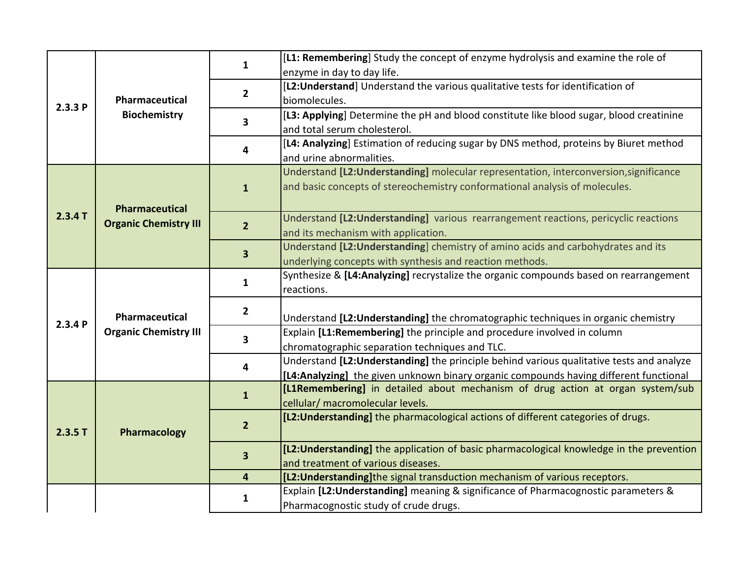| | | | |
|---|---|---|---|
| 2.3.3 P | Pharmaceutical Biochemistry | 1 | [**L1: Remembering**] Study the concept of enzyme hydrolysis and examine the role of enzyme in day to day life. |
| | | 2 | [**L2:Understand**] Understand the various qualitative tests for identification of biomolecules. |
| | | 3 | [**L3: Applying**] Determine the pH and blood constitute like blood sugar, blood creatinine and total serum cholesterol. |
| | | 4 | [**L4: Analyzing**] Estimation of reducing sugar by DNS method, proteins by Biuret method and urine abnormalities. |
| 2.3.4 T | Pharmaceutical Organic Chemistry III | 1 | Understand **[L2:Understanding]** molecular representation, interconversion,significance and basic concepts of stereochemistry conformational analysis of molecules. |
| | | 2 | Understand **[L2:Understanding]** various rearrangement reactions, pericyclic reactions and its mechanism with application. |
| | | 3 | Understand **[L2:Understanding**] chemistry of amino acids and carbohydrates and its underlying concepts with synthesis and reaction methods. |
| 2.3.4 P | Pharmaceutical Organic Chemistry III | 1 | Synthesize & **[L4:Analyzing]** recrystalize the organic compounds based on rearrangement reactions. |
| | | 2 | Understand **[L2:Understanding]** the chromatographic techniques in organic chemistry |
| | | 3 | Explain **[L1:Remembering]** the principle and procedure involved in column chromatographic separation techniques and TLC. |
| | | 4 | Understand **[L2:Understanding]** the principle behind various qualitative tests and analyze **[L4:Analyzing]** the given unknown binary organic compounds having different functional |
| 2.3.5 T | Pharmacology | 1 | **[L1Remembering]** in detailed about mechanism of drug action at organ system/sub cellular/ macromolecular levels. |
| | | 2 | **[L2:Understanding]** the pharmacological actions of different categories of drugs. |
| | | 3 | **[L2:Understanding]** the application of basic pharmacological knowledge in the prevention and treatment of various diseases. |
| | | 4 | **[L2:Understanding]**the signal transduction mechanism of various receptors. |
| | | 1 | Explain **[L2:Understanding]** meaning & significance of Pharmacognostic parameters & Pharmacognostic study of crude drugs. |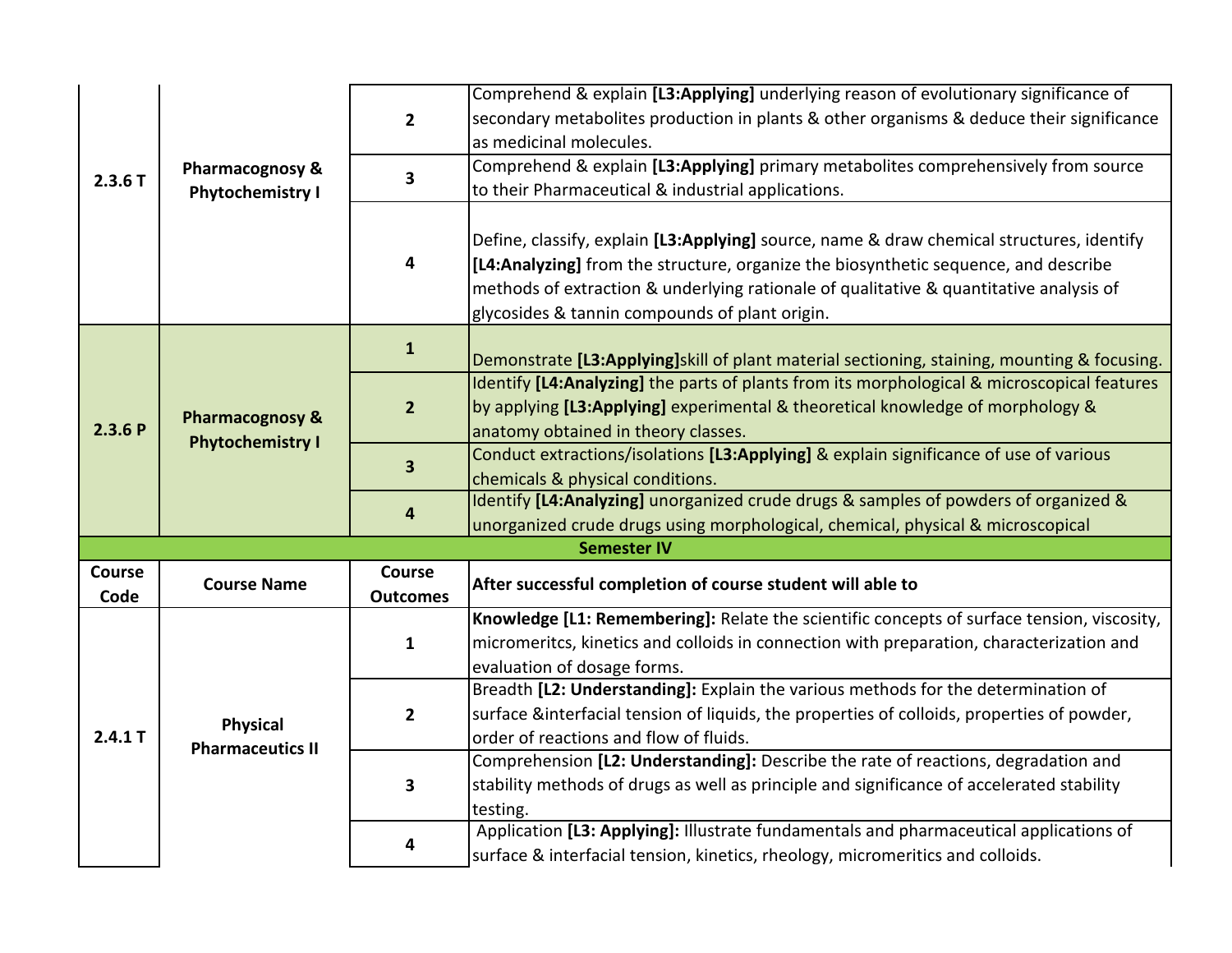| Course Code | Course Name | Course Outcomes | After successful completion of course student will able to |
|---|---|---|---|
| 2.3.6 T | Pharmacognosy & Phytochemistry I | 2 | Comprehend & explain **[L3:Applying]** underlying reason of evolutionary significance of secondary metabolites production in plants & other organisms & deduce their significance as medicinal molecules. |
| | | 3 | Comprehend & explain **[L3:Applying]** primary metabolites comprehensively from source to their Pharmaceutical & industrial applications. |
| | | 4 | Define, classify, explain **[L3:Applying]** source, name & draw chemical structures, identify **[L4:Analyzing]** from the structure, organize the biosynthetic sequence, and describe methods of extraction & underlying rationale of qualitative & quantitative analysis of glycosides & tannin compounds of plant origin. |
| 2.3.6 P | Pharmacognosy & Phytochemistry I | 1 | Demonstrate **[L3:Applying]**skill of plant material sectioning, staining, mounting & focusing. |
| | | 2 | Identify **[L4:Analyzing]** the parts of plants from its morphological & microscopical features by applying **[L3:Applying]** experimental & theoretical knowledge of morphology & anatomy obtained in theory classes. |
| | | 3 | Conduct extractions/isolations **[L3:Applying]** & explain significance of use of various chemicals & physical conditions. |
| | | 4 | Identify **[L4:Analyzing]** unorganized crude drugs & samples of powders of organized & unorganized crude drugs using morphological, chemical, physical & microscopical |
| **Semester IV** | | | |
| **Course Code** | **Course Name** | **Course Outcomes** | **After successful completion of course student will able to** |
| 2.4.1 T | Physical Pharmaceutics II | 1 | **Knowledge [L1: Remembering]:** Relate the scientific concepts of surface tension, viscosity, micromeritcs, kinetics and colloids in connection with preparation, characterization and evaluation of dosage forms. |
| | | 2 | Breadth **[L2: Understanding]:** Explain the various methods for the determination of surface &interfacial tension of liquids, the properties of colloids, properties of powder, order of reactions and flow of fluids. |
| | | 3 | Comprehension **[L2: Understanding]:** Describe the rate of reactions, degradation and stability methods of drugs as well as principle and significance of accelerated stability testing. |
| | | 4 | Application **[L3: Applying]:** Illustrate fundamentals and pharmaceutical applications of surface & interfacial tension, kinetics, rheology, micromeritics and colloids. |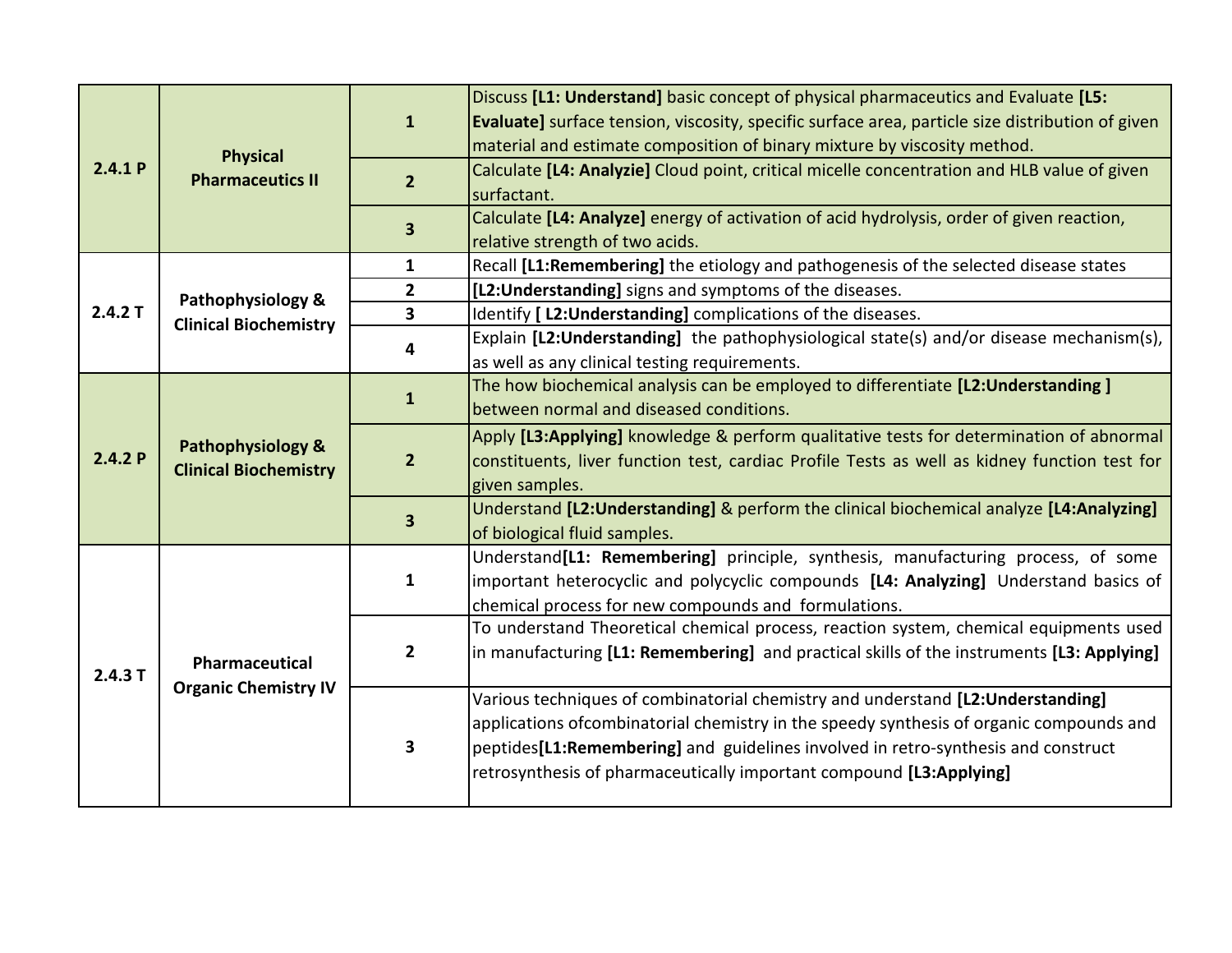| | | | |
|---|---|---|---|
| **2.4.1 P** | **Physical Pharmaceutics II** | **1** | Discuss **[L1: Understand]** basic concept of physical pharmaceutics and Evaluate **[L5: Evaluate]** surface tension, viscosity, specific surface area, particle size distribution of given material and estimate composition of binary mixture by viscosity method. |
| | | **2** | Calculate **[L4: Analyzie]** Cloud point, critical micelle concentration and HLB value of given surfactant. |
| | | **3** | Calculate **[L4: Analyze]** energy of activation of acid hydrolysis, order of given reaction, relative strength of two acids. |
| **2.4.2 T** | **Pathophysiology & Clinical Biochemistry** | **1** | Recall **[L1:Remembering]** the etiology and pathogenesis of the selected disease states |
| | | **2** | **[L2:Understanding]** signs and symptoms of the diseases. |
| | | **3** | Identify **[ L2:Understanding]** complications of the diseases. |
| | | **4** | Explain **[L2:Understanding]** the pathophysiological state(s) and/or disease mechanism(s), as well as any clinical testing requirements. |
| **2.4.2 P** | **Pathophysiology & Clinical Biochemistry** | **1** | The how biochemical analysis can be employed to differentiate **[L2:Understanding ]** between normal and diseased conditions. |
| | | **2** | Apply **[L3:Applying]** knowledge & perform qualitative tests for determination of abnormal constituents, liver function test, cardiac Profile Tests as well as kidney function test for given samples. |
| | | **3** | Understand **[L2:Understanding]** & perform the clinical biochemical analyze **[L4:Analyzing]** of biological fluid samples. |
| **2.4.3 T** | **Pharmaceutical Organic Chemistry IV** | **1** | Understand**[L1: Remembering]** principle, synthesis, manufacturing process, of some important heterocyclic and polycyclic compounds **[L4: Analyzing]** Understand basics of chemical process for new compounds and formulations. |
| | | **2** | To understand Theoretical chemical process, reaction system, chemical equipments used in manufacturing **[L1: Remembering]** and practical skills of the instruments **[L3: Applying]** |
| | | **3** | Various techniques of combinatorial chemistry and understand **[L2:Understanding]** applications ofcombinatorial chemistry in the speedy synthesis of organic compounds and peptides**[L1:Remembering]** and guidelines involved in retro-synthesis and construct retrosynthesis of pharmaceutically important compound **[L3:Applying]** |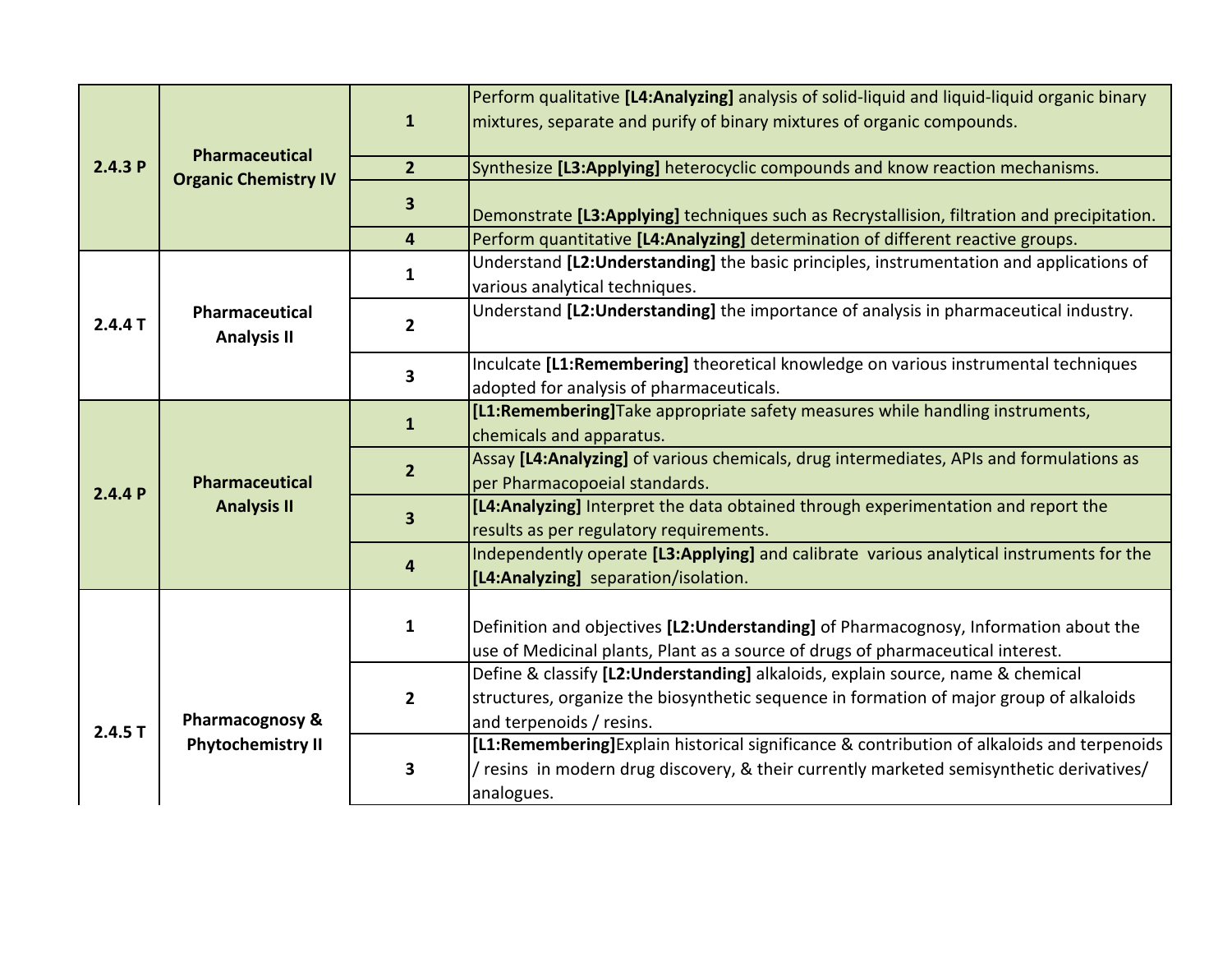| | | | |
|---|---|---|---|
| 2.4.3 P | Pharmaceutical Organic Chemistry IV | 1 | Perform qualitative **[L4:Analyzing]** analysis of solid-liquid and liquid-liquid organic binary mixtures, separate and purify of binary mixtures of organic compounds. |
| | | 2 | Synthesize **[L3:Applying]** heterocyclic compounds and know reaction mechanisms. |
| | | 3 | Demonstrate **[L3:Applying]** techniques such as Recrystallision, filtration and precipitation. |
| | | 4 | Perform quantitative **[L4:Analyzing]** determination of different reactive groups. |
| 2.4.4 T | Pharmaceutical Analysis II | 1 | Understand **[L2:Understanding]** the basic principles, instrumentation and applications of various analytical techniques. |
| | | 2 | Understand **[L2:Understanding]** the importance of analysis in pharmaceutical industry. |
| | | 3 | Inculcate **[L1:Remembering]** theoretical knowledge on various instrumental techniques adopted for analysis of pharmaceuticals. |
| 2.4.4 P | Pharmaceutical Analysis II | 1 | **[L1:Remembering]**Take appropriate safety measures while handling instruments, chemicals and apparatus. |
| | | 2 | Assay **[L4:Analyzing]** of various chemicals, drug intermediates, APIs and formulations as per Pharmacopoeial standards. |
| | | 3 | **[L4:Analyzing]** Interpret the data obtained through experimentation and report the results as per regulatory requirements. |
| | | 4 | Independently operate **[L3:Applying]** and calibrate various analytical instruments for the **[L4:Analyzing]** separation/isolation. |
| 2.4.5 T | Pharmacognosy & Phytochemistry II | 1 | Definition and objectives **[L2:Understanding]** of Pharmacognosy, Information about the use of Medicinal plants, Plant as a source of drugs of pharmaceutical interest. |
| | | 2 | Define & classify **[L2:Understanding]** alkaloids, explain source, name & chemical structures, organize the biosynthetic sequence in formation of major group of alkaloids and terpenoids / resins. |
| | | 3 | **[L1:Remembering]**Explain historical significance & contribution of alkaloids and terpenoids / resins in modern drug discovery, & their currently marketed semisynthetic derivatives/ analogues. |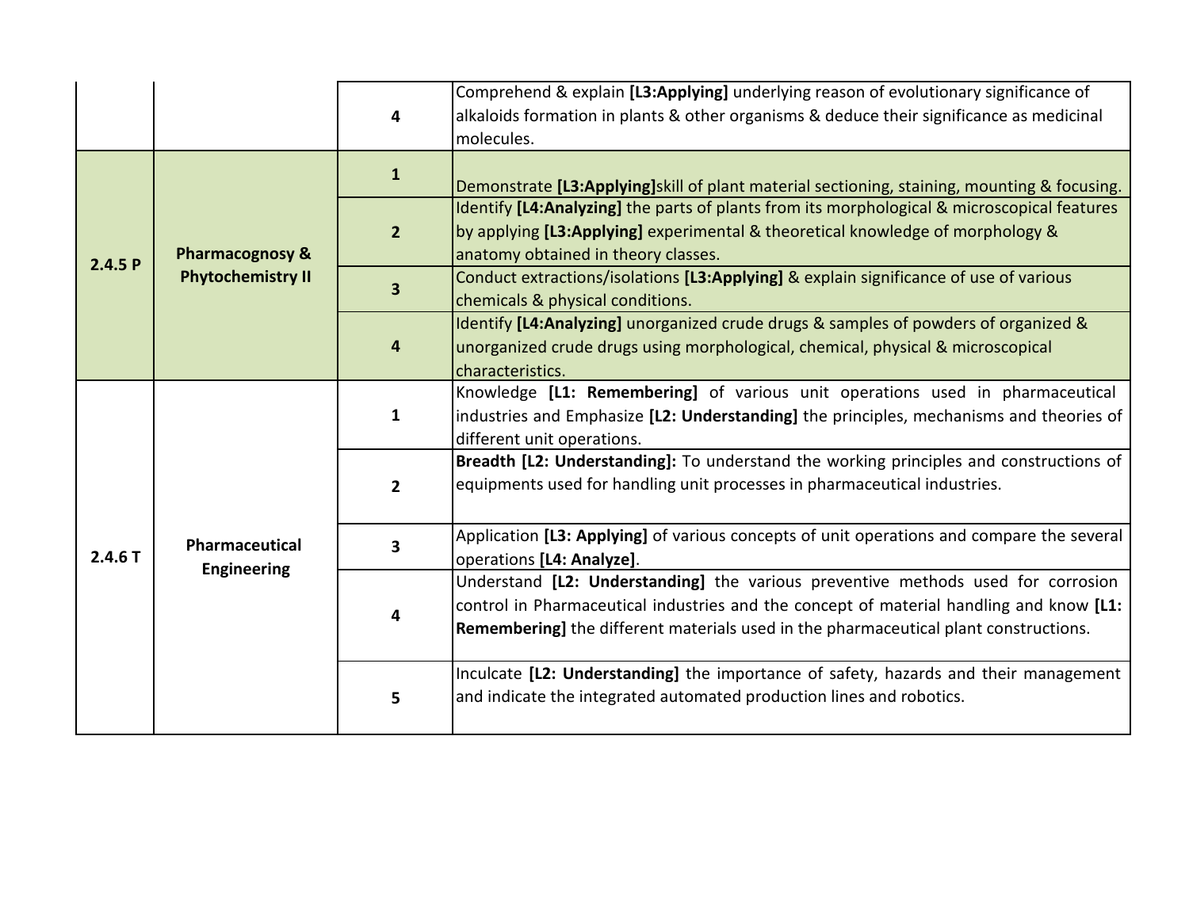| | | | |
|---|---|---|---|
| | | 4 | Comprehend & explain **[L3:Applying]** underlying reason of evolutionary significance of alkaloids formation in plants & other organisms & deduce their significance as medicinal molecules. |
| **2.4.5 P** | **Pharmacognosy & Phytochemistry II** | **1** | Demonstrate **[L3:Applying]**skill of plant material sectioning, staining, mounting & focusing. |
| | | **2** | Identify **[L4:Analyzing]** the parts of plants from its morphological & microscopical features by applying **[L3:Applying]** experimental & theoretical knowledge of morphology & anatomy obtained in theory classes. |
| | | **3** | Conduct extractions/isolations **[L3:Applying]** & explain significance of use of various chemicals & physical conditions. |
| | | **4** | Identify **[L4:Analyzing]** unorganized crude drugs & samples of powders of organized & unorganized crude drugs using morphological, chemical, physical & microscopical characteristics. |
| **2.4.6 T** | **Pharmaceutical Engineering** | **1** | Knowledge **[L1: Remembering]** of various unit operations used in pharmaceutical industries and Emphasize **[L2: Understanding]** the principles, mechanisms and theories of different unit operations. |
| | | **2** | **Breadth [L2: Understanding]:** To understand the working principles and constructions of equipments used for handling unit processes in pharmaceutical industries. |
| | | **3** | Application **[L3: Applying]** of various concepts of unit operations and compare the several operations **[L4: Analyze]**. |
| | | **4** | Understand **[L2: Understanding]** the various preventive methods used for corrosion control in Pharmaceutical industries and the concept of material handling and know **[L1: Remembering]** the different materials used in the pharmaceutical plant constructions. |
| | | **5** | Inculcate **[L2: Understanding]** the importance of safety, hazards and their management and indicate the integrated automated production lines and robotics. |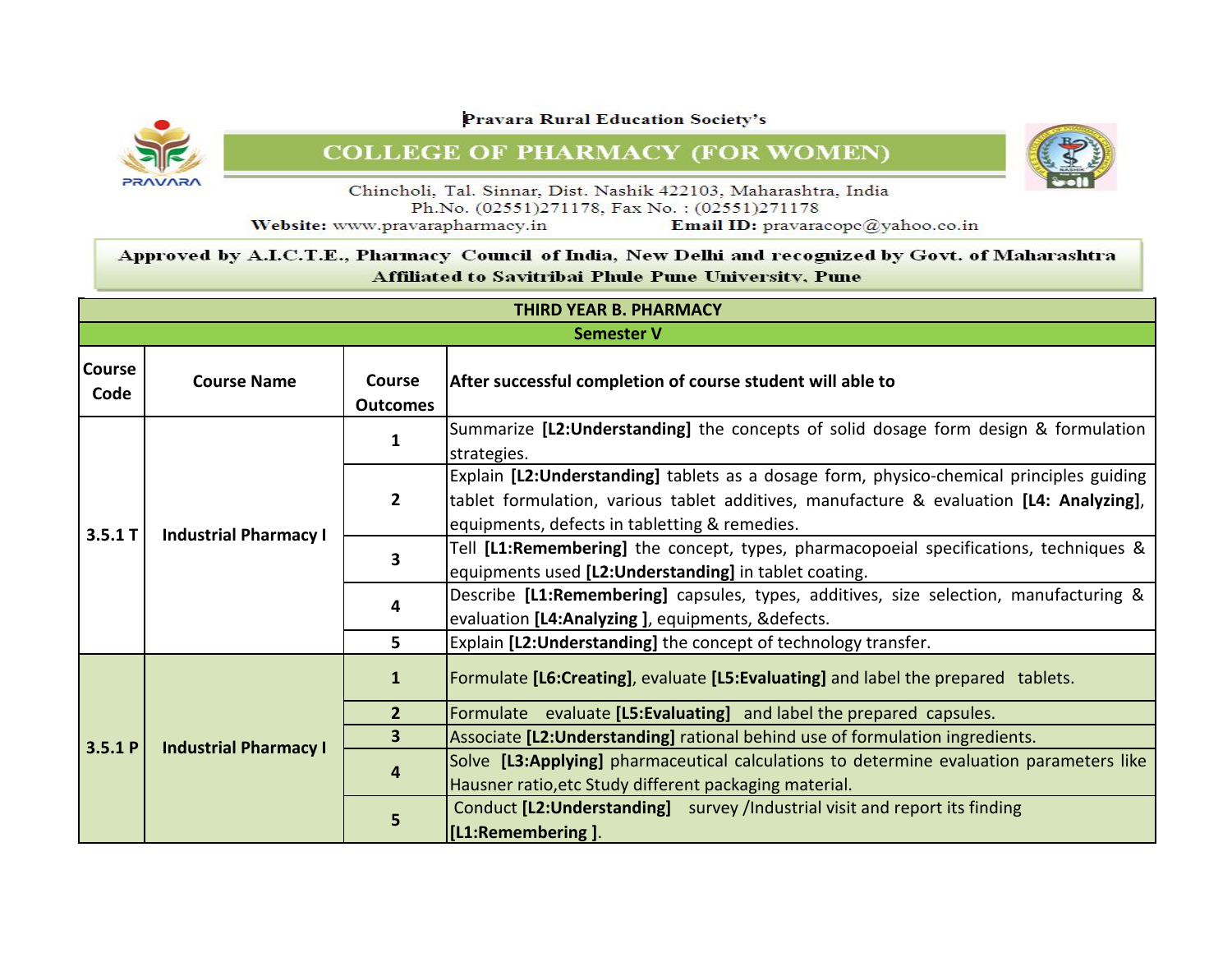Pravara Rural Education Society's

# COLLEGE OF PHARMACY (FOR WOMEN)

Chincholi, Tal. Sinnar, Dist. Nashik 422103, Maharashtra, India
Ph.No. (02551)271178, Fax No. : (02551)271178
**Website:** www.pravarapharmacy.in **Email ID:** pravaracopc@yahoo.co.in

**Approved by A.I.C.T.E., Pharmacy Council of India, New Delhi and recognized by Govt. of Maharashtra**
**Affiliated to Savitribai Phule Pune University, Pune**

| THIRD YEAR B. PHARMACY | | | |
|---|---|---|---|
| **Semester V** | | | |
| **Course Code** | **Course Name** | **Course Outcomes** | **After successful completion of course student will able to** |
| 3.5.1 T | Industrial Pharmacy I | 1 | Summarize **[L2:Understanding]** the concepts of solid dosage form design & formulation strategies. |
| | | 2 | Explain **[L2:Understanding]** tablets as a dosage form, physico-chemical principles guiding tablet formulation, various tablet additives, manufacture & evaluation **[L4: Analyzing]**, equipments, defects in tabletting & remedies. |
| | | 3 | Tell **[L1:Remembering]** the concept, types, pharmacopoeial specifications, techniques & equipments used **[L2:Understanding]** in tablet coating. |
| | | 4 | Describe **[L1:Remembering]** capsules, types, additives, size selection, manufacturing & evaluation **[L4:Analyzing ]**, equipments, &defects. |
| | | 5 | Explain **[L2:Understanding]** the concept of technology transfer. |
| 3.5.1 P | Industrial Pharmacy I | 1 | Formulate **[L6:Creating]**, evaluate **[L5:Evaluating]** and label the prepared tablets. |
| | | 2 | Formulate evaluate **[L5:Evaluating]** and label the prepared capsules. |
| | | 3 | Associate **[L2:Understanding]** rational behind use of formulation ingredients. |
| | | 4 | Solve **[L3:Applying]** pharmaceutical calculations to determine evaluation parameters like Hausner ratio,etc Study different packaging material. |
| | | 5 | Conduct **[L2:Understanding]** survey /Industrial visit and report its finding **[L1:Remembering ]**. |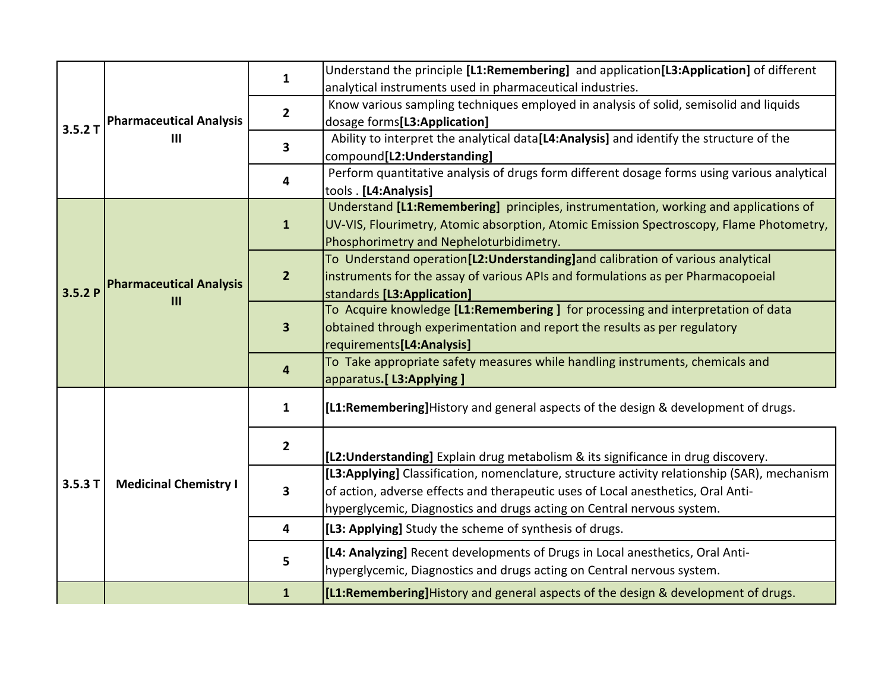| | | | |
|---|---|---|---|
| 3.5.2 T | **Pharmaceutical Analysis III** | **1** | Understand the principle **[L1:Remembering]** and application**[L3:Application]** of different analytical instruments used in pharmaceutical industries. |
| | | **2** | Know various sampling techniques employed in analysis of solid, semisolid and liquids dosage forms**[L3:Application]** |
| | | **3** | Ability to interpret the analytical data**[L4:Analysis]** and identify the structure of the compound**[L2:Understanding]** |
| | | **4** | Perform quantitative analysis of drugs form different dosage forms using various analytical tools . **[L4:Analysis]** |
| 3.5.2 P | **Pharmaceutical Analysis III** | **1** | Understand **[L1:Remembering]** principles, instrumentation, working and applications of UV-VIS, Flourimetry, Atomic absorption, Atomic Emission Spectroscopy, Flame Photometry, Phosphorimetry and Nepheloturbidimetry. |
| | | **2** | To Understand operation**[L2:Understanding]**and calibration of various analytical instruments for the assay of various APIs and formulations as per Pharmacopoeial standards **[L3:Application]** |
| | | **3** | To Acquire knowledge **[L1:Remembering ]** for processing and interpretation of data obtained through experimentation and report the results as per regulatory requirements**[L4:Analysis]** |
| | | **4** | To Take appropriate safety measures while handling instruments, chemicals and apparatus**.[ L3:Applying ]** |
| 3.5.3 T | **Medicinal Chemistry I** | **1** | **[L1:Remembering]**History and general aspects of the design & development of drugs. |
| | | **2** | **[L2:Understanding]** Explain drug metabolism & its significance in drug discovery. |
| | | **3** | **[L3:Applying]** Classification, nomenclature, structure activity relationship (SAR), mechanism of action, adverse effects and therapeutic uses of Local anesthetics, Oral Anti-hyperglycemic, Diagnostics and drugs acting on Central nervous system. |
| | | **4** | **[L3: Applying]** Study the scheme of synthesis of drugs. |
| | | **5** | **[L4: Analyzing]** Recent developments of Drugs in Local anesthetics, Oral Anti-hyperglycemic, Diagnostics and drugs acting on Central nervous system. |
| | | **1** | **[L1:Remembering]**History and general aspects of the design & development of drugs. |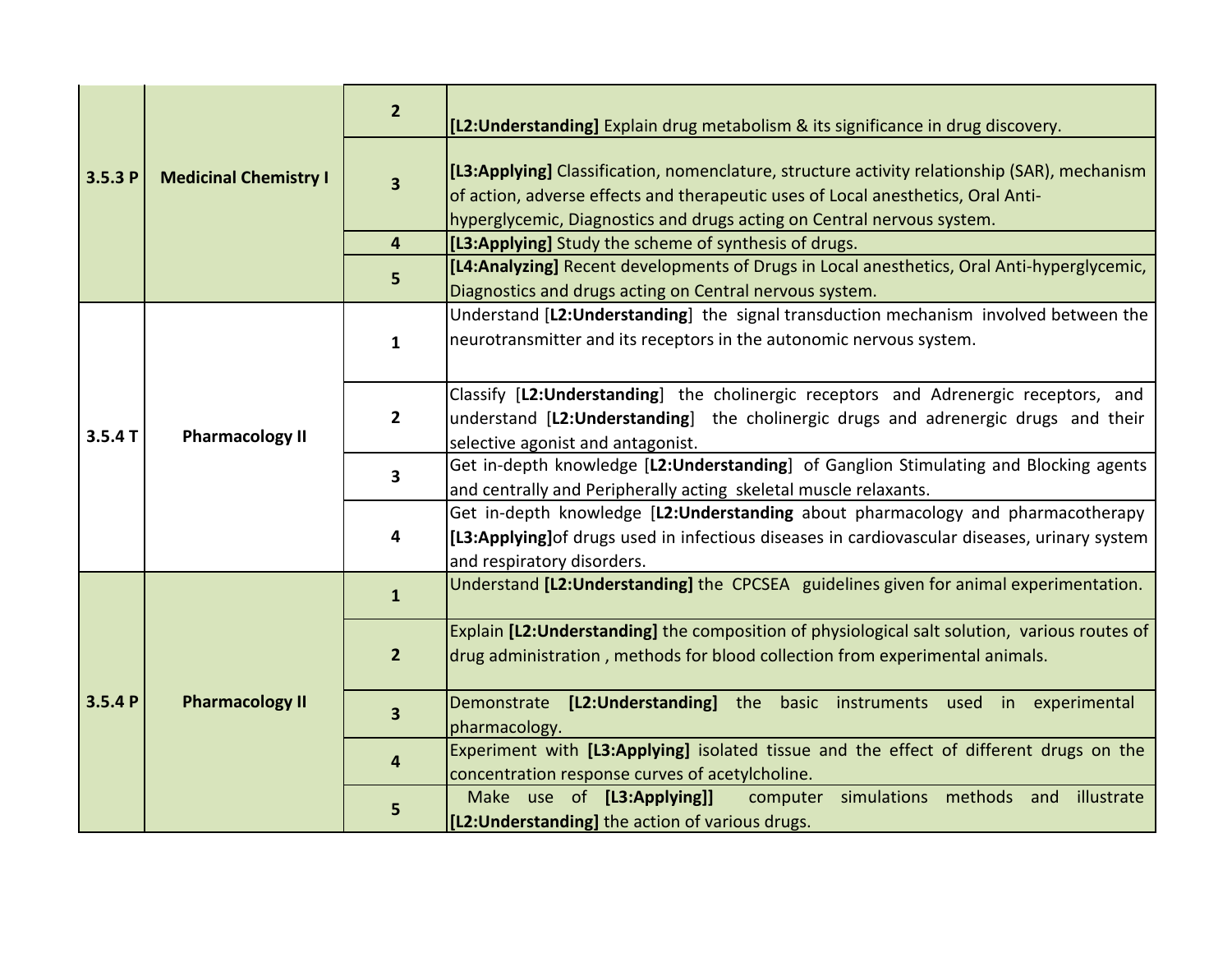| | | | |
|---|---|---|---|
| 3.5.3 P | Medicinal Chemistry I | 2 | **[L2:Understanding]** Explain drug metabolism & its significance in drug discovery. |
| | | 3 | **[L3:Applying]** Classification, nomenclature, structure activity relationship (SAR), mechanism of action, adverse effects and therapeutic uses of Local anesthetics, Oral Anti-hyperglycemic, Diagnostics and drugs acting on Central nervous system. |
| | | 4 | **[L3:Applying]** Study the scheme of synthesis of drugs. |
| | | 5 | **[L4:Analyzing]** Recent developments of Drugs in Local anesthetics, Oral Anti-hyperglycemic, Diagnostics and drugs acting on Central nervous system. |
| 3.5.4 T | Pharmacology II | 1 | Understand [**L2:Understanding**] the signal transduction mechanism involved between the neurotransmitter and its receptors in the autonomic nervous system. |
| | | 2 | Classify [**L2:Understanding**] the cholinergic receptors and Adrenergic receptors, and understand [**L2:Understanding**] the cholinergic drugs and adrenergic drugs and their selective agonist and antagonist. |
| | | 3 | Get in-depth knowledge [**L2:Understanding**] of Ganglion Stimulating and Blocking agents and centrally and Peripherally acting skeletal muscle relaxants. |
| | | 4 | Get in-depth knowledge [**L2:Understanding** about pharmacology and pharmacotherapy **[L3:Applying]**of drugs used in infectious diseases in cardiovascular diseases, urinary system and respiratory disorders. |
| 3.5.4 P | Pharmacology II | 1 | Understand **[L2:Understanding]** the CPCSEA guidelines given for animal experimentation. |
| | | 2 | Explain **[L2:Understanding]** the composition of physiological salt solution, various routes of drug administration , methods for blood collection from experimental animals. |
| | | 3 | Demonstrate **[L2:Understanding]** the basic instruments used in experimental pharmacology. |
| | | 4 | Experiment with **[L3:Applying]** isolated tissue and the effect of different drugs on the concentration response curves of acetylcholine. |
| | | 5 | Make use of **[L3:Applying]]** computer simulations methods and illustrate **[L2:Understanding]** the action of various drugs. |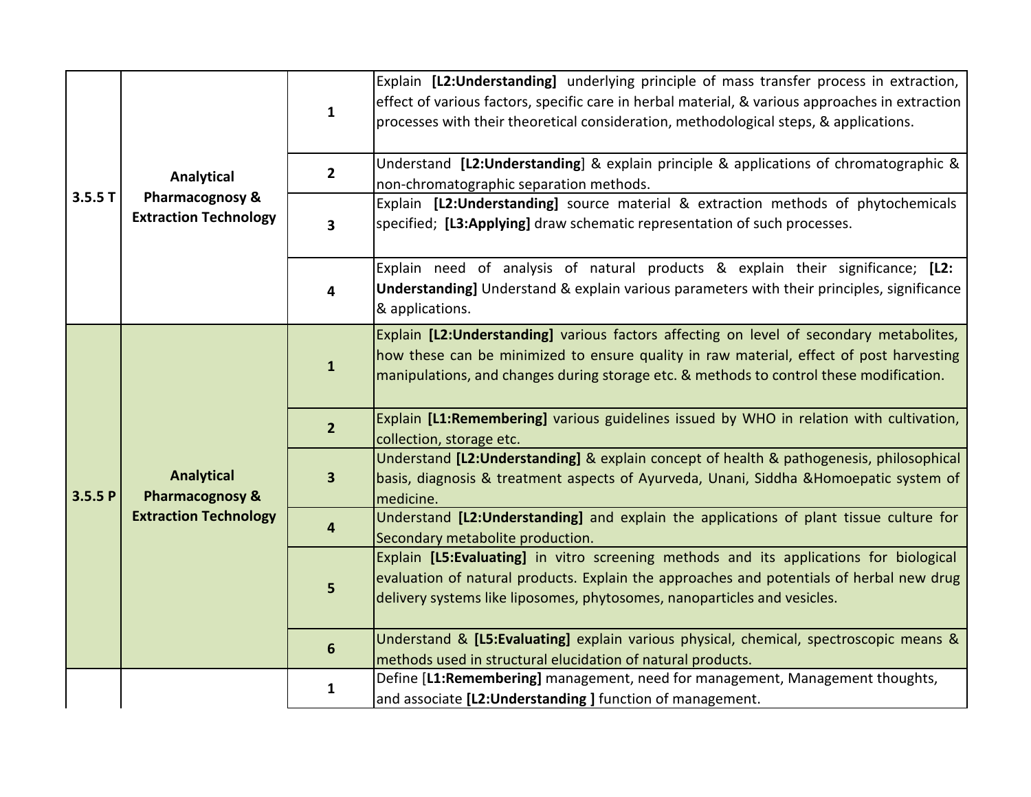| | | | |
|---|---|---|---|
| 3.5.5 T | **Analytical Pharmacognosy & Extraction Technology** | **1** | Explain **[L2:Understanding]** underlying principle of mass transfer process in extraction, effect of various factors, specific care in herbal material, & various approaches in extraction processes with their theoretical consideration, methodological steps, & applications. |
| | | **2** | Understand **[L2:Understanding**] & explain principle & applications of chromatographic & non-chromatographic separation methods. |
| | | **3** | Explain **[L2:Understanding]** source material & extraction methods of phytochemicals specified; **[L3:Applying]** draw schematic representation of such processes. |
| | | **4** | Explain need of analysis of natural products & explain their significance; **[L2: Understanding]** Understand & explain various parameters with their principles, significance & applications. |
| 3.5.5 P | **Analytical Pharmacognosy & Extraction Technology** | **1** | Explain **[L2:Understanding]** various factors affecting on level of secondary metabolites, how these can be minimized to ensure quality in raw material, effect of post harvesting manipulations, and changes during storage etc. & methods to control these modification. |
| | | **2** | Explain **[L1:Remembering]** various guidelines issued by WHO in relation with cultivation, collection, storage etc. |
| | | **3** | Understand **[L2:Understanding]** & explain concept of health & pathogenesis, philosophical basis, diagnosis & treatment aspects of Ayurveda, Unani, Siddha &Homoepatic system of medicine. |
| | | **4** | Understand **[L2:Understanding]** and explain the applications of plant tissue culture for Secondary metabolite production. |
| | | **5** | Explain **[L5:Evaluating]** in vitro screening methods and its applications for biological evaluation of natural products. Explain the approaches and potentials of herbal new drug delivery systems like liposomes, phytosomes, nanoparticles and vesicles. |
| | | **6** | Understand & **[L5:Evaluating]** explain various physical, chemical, spectroscopic means & methods used in structural elucidation of natural products. |
| | | **1** | Define [**L1:Remembering]** management, need for management, Management thoughts, and associate **[L2:Understanding ]** function of management. |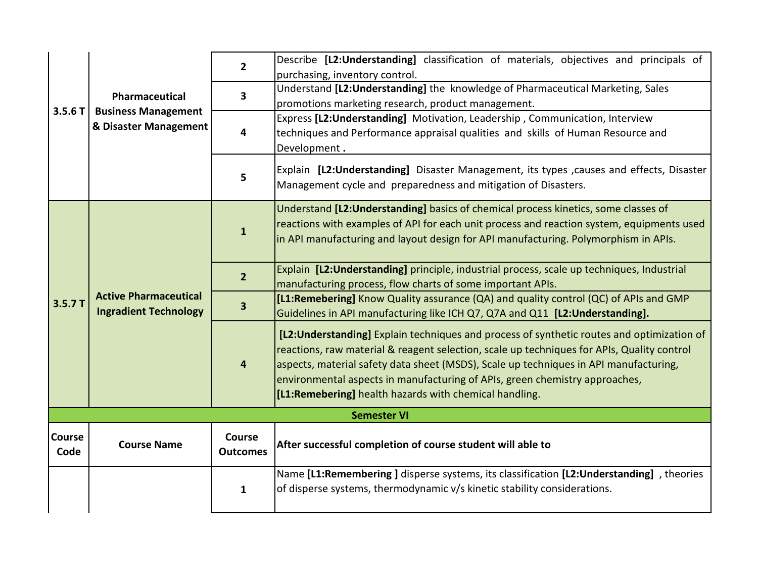| Course Code | Course Name | Course Outcomes | After successful completion of course student will able to |
|---|---|---|---|
| 3.5.6 T | Pharmaceutical Business Management & Disaster Management | 2 | Describe **[L2:Understanding]** classification of materials, objectives and principals of purchasing, inventory control. |
| | | 3 | Understand **[L2:Understanding]** the knowledge of Pharmaceutical Marketing, Sales promotions marketing research, product management. |
| | | 4 | Express **[L2:Understanding]** Motivation, Leadership , Communication, Interview techniques and Performance appraisal qualities and skills of Human Resource and Development **.** |
| | | 5 | Explain **[L2:Understanding]** Disaster Management, its types ,causes and effects, Disaster Management cycle and preparedness and mitigation of Disasters. |
| 3.5.7 T | Active Pharmaceutical Ingradient Technology | 1 | Understand **[L2:Understanding]** basics of chemical process kinetics, some classes of reactions with examples of API for each unit process and reaction system, equipments used in API manufacturing and layout design for API manufacturing. Polymorphism in APIs. |
| | | 2 | Explain **[L2:Understanding]** principle, industrial process, scale up techniques, Industrial manufacturing process, flow charts of some important APIs. |
| | | 3 | **[L1:Remebering]** Know Quality assurance (QA) and quality control (QC) of APIs and GMP Guidelines in API manufacturing like ICH Q7, Q7A and Q11 **[L2:Understanding].** |
| | | 4 | **[L2:Understanding]** Explain techniques and process of synthetic routes and optimization of reactions, raw material & reagent selection, scale up techniques for APIs, Quality control aspects, material safety data sheet (MSDS), Scale up techniques in API manufacturing, environmental aspects in manufacturing of APIs, green chemistry approaches, **[L1:Remebering]** health hazards with chemical handling. |

**Semester VI**

| Course Code | Course Name | Course Outcomes | After successful completion of course student will able to |
|---|---|---|---|
| | | 1 | Name **[L1:Remembering ]** disperse systems, its classification **[L2:Understanding]** , theories of disperse systems, thermodynamic v/s kinetic stability considerations. |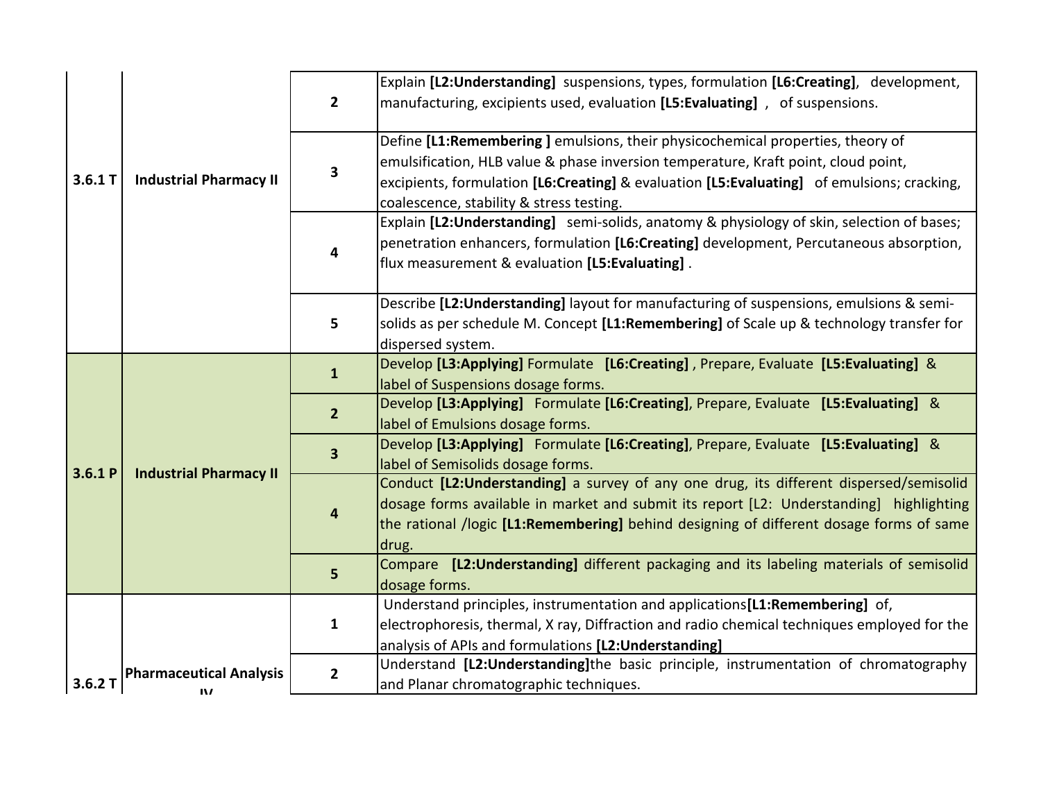| | | | |
|---|---|---|---|
| 3.6.1 T | Industrial Pharmacy II | 2 | Explain **[L2:Understanding]** suspensions, types, formulation **[L6:Creating]**, development, manufacturing, excipients used, evaluation **[L5:Evaluating]** , of suspensions. |
| | | 3 | Define **[L1:Remembering ]** emulsions, their physicochemical properties, theory of emulsification, HLB value & phase inversion temperature, Kraft point, cloud point, excipients, formulation **[L6:Creating]** & evaluation **[L5:Evaluating]** of emulsions; cracking, coalescence, stability & stress testing. |
| | | 4 | Explain **[L2:Understanding]** semi-solids, anatomy & physiology of skin, selection of bases; penetration enhancers, formulation **[L6:Creating]** development, Percutaneous absorption, flux measurement & evaluation **[L5:Evaluating]** . |
| | | 5 | Describe **[L2:Understanding]** layout for manufacturing of suspensions, emulsions & semi-solids as per schedule M. Concept **[L1:Remembering]** of Scale up & technology transfer for dispersed system. |
| 3.6.1 P | Industrial Pharmacy II | 1 | Develop **[L3:Applying]** Formulate **[L6:Creating]** , Prepare, Evaluate **[L5:Evaluating]** & label of Suspensions dosage forms. |
| | | 2 | Develop **[L3:Applying]** Formulate **[L6:Creating]**, Prepare, Evaluate **[L5:Evaluating]** & label of Emulsions dosage forms. |
| | | 3 | Develop **[L3:Applying]** Formulate **[L6:Creating]**, Prepare, Evaluate **[L5:Evaluating]** & label of Semisolids dosage forms. |
| | | 4 | Conduct **[L2:Understanding]** a survey of any one drug, its different dispersed/semisolid dosage forms available in market and submit its report [L2: Understanding] highlighting the rational /logic **[L1:Remembering]** behind designing of different dosage forms of same drug. |
| | | 5 | Compare **[L2:Understanding]** different packaging and its labeling materials of semisolid dosage forms. |
| 3.6.2 T | Pharmaceutical Analysis IV | 1 | Understand principles, instrumentation and applications**[L1:Remembering]** of, electrophoresis, thermal, X ray, Diffraction and radio chemical techniques employed for the analysis of APIs and formulations **[L2:Understanding]** |
| | | 2 | Understand **[L2:Understanding]**the basic principle, instrumentation of chromatography and Planar chromatographic techniques. |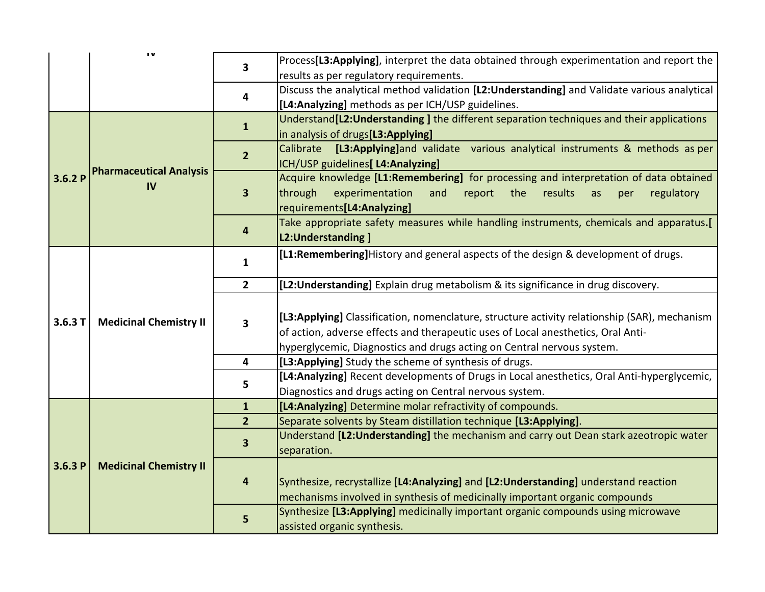| | | | |
|---|---|---|---|
| | IV | 3 | Process**[L3:Applying]**, interpret the data obtained through experimentation and report the results as per regulatory requirements. |
| | | 4 | Discuss the analytical method validation **[L2:Understanding]** and Validate various analytical **[L4:Analyzing]** methods as per ICH/USP guidelines. |
| **3.6.2 P** | **Pharmaceutical Analysis IV** | **1** | Understand**[L2:Understanding ]** the different separation techniques and their applications in analysis of drugs**[L3:Applying]** |
| | | **2** | Calibrate **[L3:Applying]**and validate various analytical instruments & methods as per ICH/USP guidelines**[ L4:Analyzing]** |
| | | **3** | Acquire knowledge **[L1:Remembering]** for processing and interpretation of data obtained through experimentation and report the results as per regulatory requirements**[L4:Analyzing]** |
| | | **4** | Take appropriate safety measures while handling instruments, chemicals and apparatus.**[ L2:Understanding ]** |
| **3.6.3 T** | **Medicinal Chemistry II** | **1** | **[L1:Remembering]**History and general aspects of the design & development of drugs. |
| | | **2** | **[L2:Understanding]** Explain drug metabolism & its significance in drug discovery. |
| | | **3** | **[L3:Applying]** Classification, nomenclature, structure activity relationship (SAR), mechanism of action, adverse effects and therapeutic uses of Local anesthetics, Oral Anti-hyperglycemic, Diagnostics and drugs acting on Central nervous system. |
| | | **4** | **[L3:Applying]** Study the scheme of synthesis of drugs. |
| | | **5** | **[L4:Analyzing]** Recent developments of Drugs in Local anesthetics, Oral Anti-hyperglycemic, Diagnostics and drugs acting on Central nervous system. |
| **3.6.3 P** | **Medicinal Chemistry II** | **1** | **[L4:Analyzing]** Determine molar refractivity of compounds. |
| | | **2** | Separate solvents by Steam distillation technique **[L3:Applying]**. |
| | | **3** | Understand **[L2:Understanding]** the mechanism and carry out Dean stark azeotropic water separation. |
| | | **4** | Synthesize, recrystallize **[L4:Analyzing]** and **[L2:Understanding]** understand reaction mechanisms involved in synthesis of medicinally important organic compounds |
| | | **5** | Synthesize **[L3:Applying]** medicinally important organic compounds using microwave assisted organic synthesis. |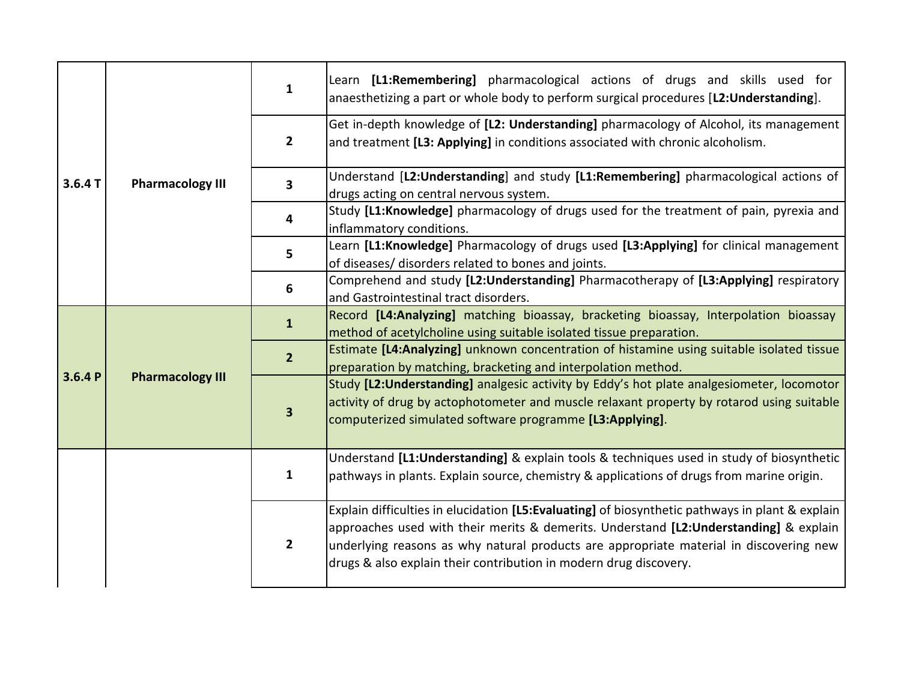| | | | |
|---|---|---|---|
| 3.6.4 T | Pharmacology III | 1 | Learn **[L1:Remembering]** pharmacological actions of drugs and skills used for anaesthetizing a part or whole body to perform surgical procedures [**L2:Understanding**]. |
| | | 2 | Get in-depth knowledge of **[L2: Understanding]** pharmacology of Alcohol, its management and treatment **[L3: Applying]** in conditions associated with chronic alcoholism. |
| | | 3 | Understand [**L2:Understanding**] and study **[L1:Remembering]** pharmacological actions of drugs acting on central nervous system. |
| | | 4 | Study **[L1:Knowledge]** pharmacology of drugs used for the treatment of pain, pyrexia and inflammatory conditions. |
| | | 5 | Learn **[L1:Knowledge]** Pharmacology of drugs used **[L3:Applying]** for clinical management of diseases/ disorders related to bones and joints. |
| | | 6 | Comprehend and study **[L2:Understanding]** Pharmacotherapy of **[L3:Applying]** respiratory and Gastrointestinal tract disorders. |
| 3.6.4 P | Pharmacology III | 1 | Record **[L4:Analyzing]** matching bioassay, bracketing bioassay, Interpolation bioassay method of acetylcholine using suitable isolated tissue preparation. |
| | | 2 | Estimate **[L4:Analyzing]** unknown concentration of histamine using suitable isolated tissue preparation by matching, bracketing and interpolation method. |
| | | 3 | Study **[L2:Understanding]** analgesic activity by Eddy's hot plate analgesiometer, locomotor activity of drug by actophotometer and muscle relaxant property by rotarod using suitable computerized simulated software programme **[L3:Applying]**. |
| | | 1 | Understand **[L1:Understanding]** & explain tools & techniques used in study of biosynthetic pathways in plants. Explain source, chemistry & applications of drugs from marine origin. |
| | | 2 | Explain difficulties in elucidation **[L5:Evaluating]** of biosynthetic pathways in plant & explain approaches used with their merits & demerits. Understand **[L2:Understanding]** & explain underlying reasons as why natural products are appropriate material in discovering new drugs & also explain their contribution in modern drug discovery. |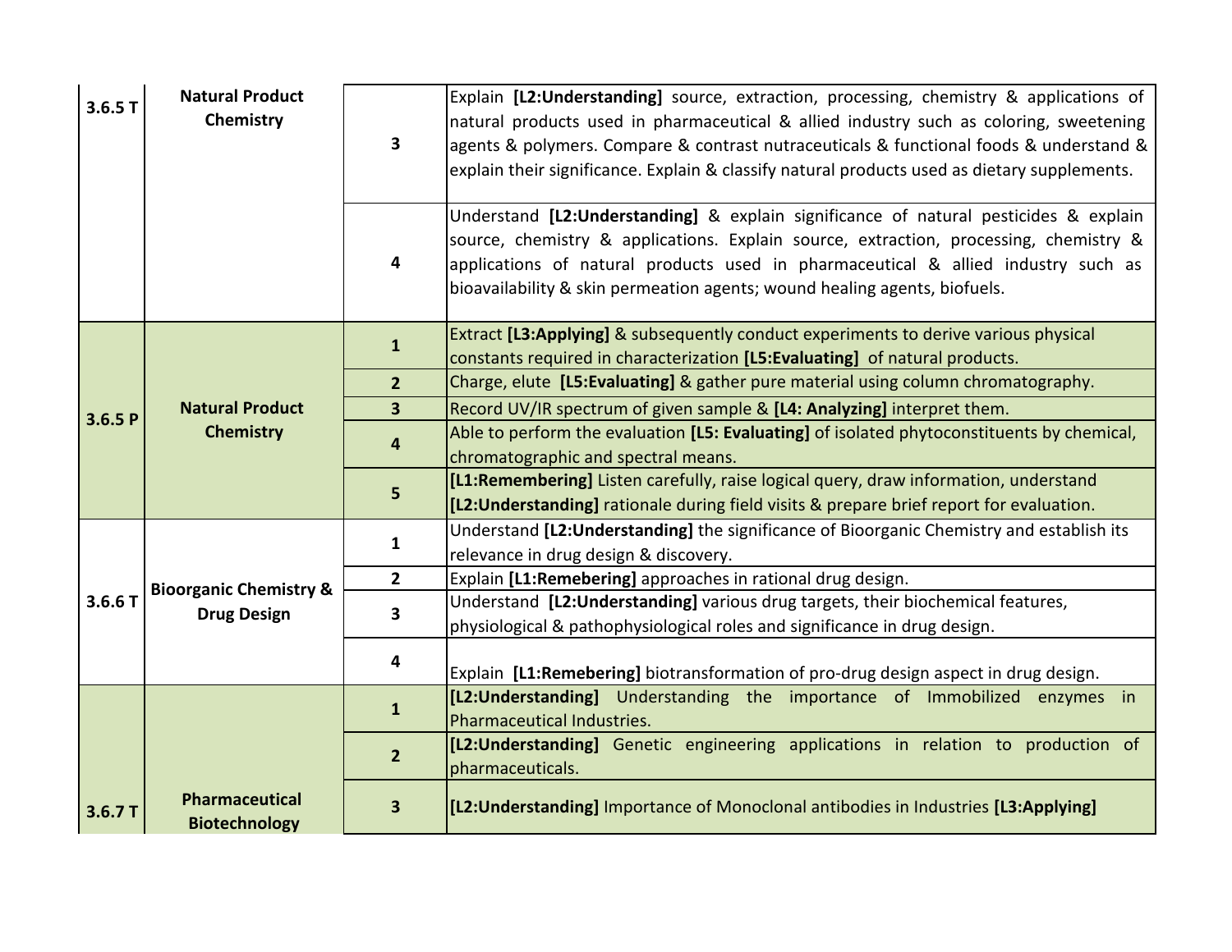| | | | |
|---|---|---|---|
| **3.6.5 T** | **Natural Product Chemistry** | **3** | Explain **[L2:Understanding]** source, extraction, processing, chemistry & applications of natural products used in pharmaceutical & allied industry such as coloring, sweetening agents & polymers. Compare & contrast nutraceuticals & functional foods & understand & explain their significance. Explain & classify natural products used as dietary supplements. |
| | | **4** | Understand **[L2:Understanding]** & explain significance of natural pesticides & explain source, chemistry & applications. Explain source, extraction, processing, chemistry & applications of natural products used in pharmaceutical & allied industry such as bioavailability & skin permeation agents; wound healing agents, biofuels. |
| **3.6.5 P** | **Natural Product Chemistry** | **1** | Extract **[L3:Applying]** & subsequently conduct experiments to derive various physical constants required in characterization **[L5:Evaluating]** of natural products. |
| | | **2** | Charge, elute **[L5:Evaluating]** & gather pure material using column chromatography. |
| | | **3** | Record UV/IR spectrum of given sample & **[L4: Analyzing]** interpret them. |
| | | **4** | Able to perform the evaluation **[L5: Evaluating]** of isolated phytoconstituents by chemical, chromatographic and spectral means. |
| | | **5** | **[L1:Remembering]** Listen carefully, raise logical query, draw information, understand **[L2:Understanding]** rationale during field visits & prepare brief report for evaluation. |
| **3.6.6 T** | **Bioorganic Chemistry & Drug Design** | **1** | Understand **[L2:Understanding]** the significance of Bioorganic Chemistry and establish its relevance in drug design & discovery. |
| | | **2** | Explain **[L1:Remebering]** approaches in rational drug design. |
| | | **3** | Understand **[L2:Understanding]** various drug targets, their biochemical features, physiological & pathophysiological roles and significance in drug design. |
| | | **4** | Explain **[L1:Remebering]** biotransformation of pro-drug design aspect in drug design. |
| **3.6.7 T** | **Pharmaceutical Biotechnology** | **1** | **[L2:Understanding]** Understanding the importance of Immobilized enzymes in Pharmaceutical Industries. |
| | | **2** | **[L2:Understanding]** Genetic engineering applications in relation to production of pharmaceuticals. |
| | | **3** | **[L2:Understanding]** Importance of Monoclonal antibodies in Industries **[L3:Applying]** |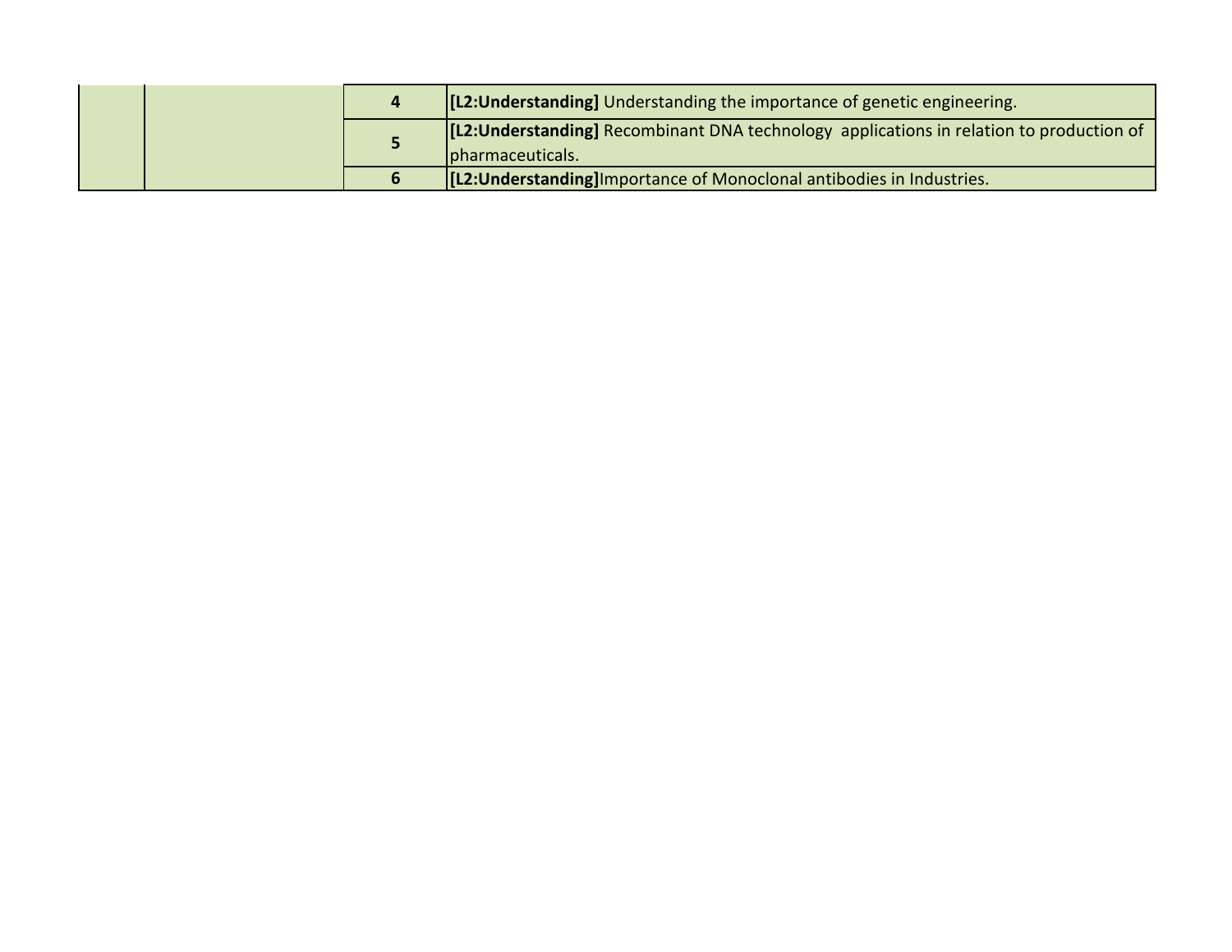| | | | |
|---|---|---|---|
| | | 4 | **[L2:Understanding]** Understanding the importance of genetic engineering. |
| | | 5 | **[L2:Understanding]** Recombinant DNA technology applications in relation to production of pharmaceuticals. |
| | | 6 | **[L2:Understanding]**Importance of Monoclonal antibodies in Industries. |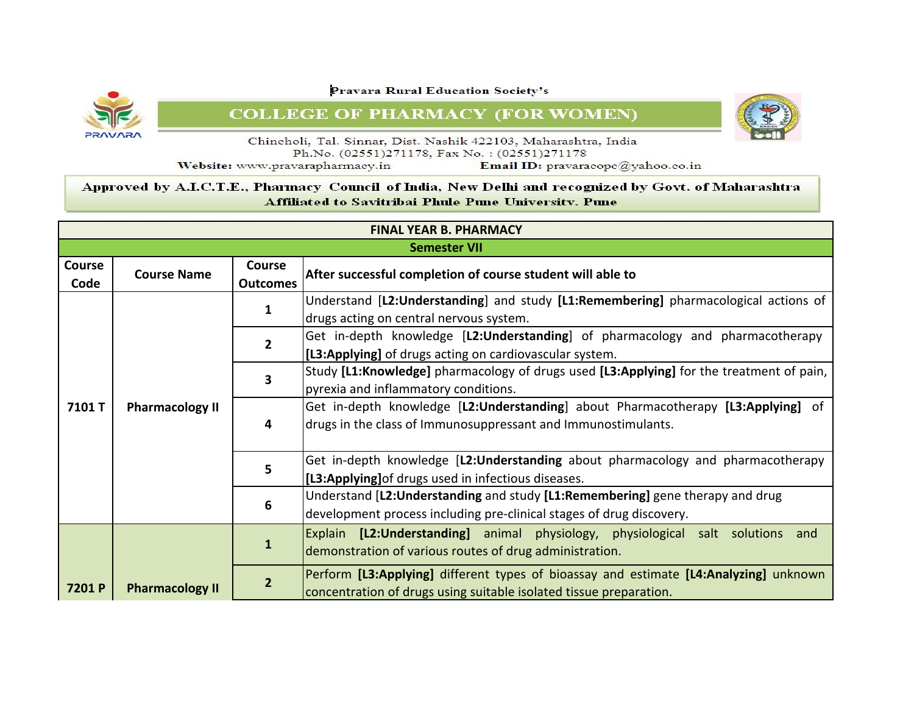Pravara Rural Education Society's

# COLLEGE OF PHARMACY (FOR WOMEN)

Chincholi, Tal. Sinnar, Dist. Nashik 422103, Maharashtra, India
Ph.No. (02551)271178, Fax No. : (02551)271178
Website: www.pravarapharmacy.in Email ID: pravaracopc@yahoo.co.in

Approved by A.I.C.T.E., Pharmacy Council of India, New Delhi and recognized by Govt. of Maharashtra
Affiliated to Savitribai Phule Pune University, Pune

| FINAL YEAR B. PHARMACY | | | |
|---|---|---|---|
| **Semester VII** | | | |
| **Course Code** | **Course Name** | **Course Outcomes** | **After successful completion of course student will able to** |
| **7101 T** | **Pharmacology II** | **1** | Understand [**L2:Understanding**] and study **[L1:Remembering]** pharmacological actions of drugs acting on central nervous system. |
| | | **2** | Get in-depth knowledge [**L2:Understanding**] of pharmacology and pharmacotherapy **[L3:Applying]** of drugs acting on cardiovascular system. |
| | | **3** | Study **[L1:Knowledge]** pharmacology of drugs used **[L3:Applying]** for the treatment of pain, pyrexia and inflammatory conditions. |
| | | **4** | Get in-depth knowledge [**L2:Understanding**] about Pharmacotherapy **[L3:Applying]** of drugs in the class of Immunosuppressant and Immunostimulants. |
| | | **5** | Get in-depth knowledge [**L2:Understanding** about pharmacology and pharmacotherapy **[L3:Applying]**of drugs used in infectious diseases. |
| | | **6** | Understand [**L2:Understanding** and study **[L1:Remembering]** gene therapy and drug development process including pre-clinical stages of drug discovery. |
| **7201 P** | **Pharmacology II** | **1** | Explain **[L2:Understanding]** animal physiology, physiological salt solutions and demonstration of various routes of drug administration. |
| | | **2** | Perform **[L3:Applying]** different types of bioassay and estimate **[L4:Analyzing]** unknown concentration of drugs using suitable isolated tissue preparation. |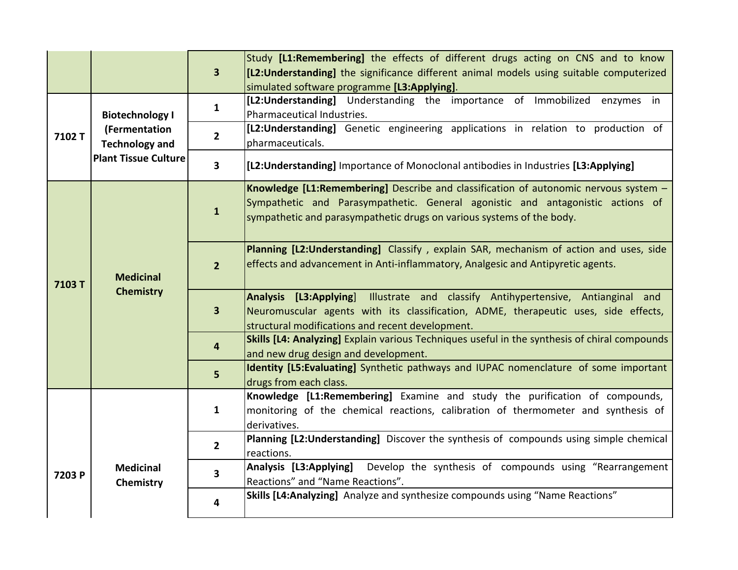| | | | |
|---|---|---|---|
| | | 3 | Study **[L1:Remembering]** the effects of different drugs acting on CNS and to know **[L2:Understanding]** the significance different animal models using suitable computerized simulated software programme **[L3:Applying]**. |
| 7102 T | **Biotechnology I (Fermentation Technology and Plant Tissue Culture** | 1 | **[L2:Understanding]** Understanding the importance of Immobilized enzymes in Pharmaceutical Industries. |
| | | 2 | **[L2:Understanding]** Genetic engineering applications in relation to production of pharmaceuticals. |
| | | 3 | **[L2:Understanding]** Importance of Monoclonal antibodies in Industries **[L3:Applying]** |
| 7103 T | **Medicinal Chemistry** | 1 | **Knowledge [L1:Remembering]** Describe and classification of autonomic nervous system – Sympathetic and Parasympathetic. General agonistic and antagonistic actions of sympathetic and parasympathetic drugs on various systems of the body. |
| | | 2 | **Planning [L2:Understanding]** Classify , explain SAR, mechanism of action and uses, side effects and advancement in Anti-inflammatory, Analgesic and Antipyretic agents. |
| | | 3 | **Analysis [L3:Applying**] Illustrate and classify Antihypertensive, Antianginal and Neuromuscular agents with its classification, ADME, therapeutic uses, side effects, structural modifications and recent development. |
| | | 4 | **Skills [L4: Analyzing]** Explain various Techniques useful in the synthesis of chiral compounds and new drug design and development. |
| | | 5 | **Identity [L5:Evaluating]** Synthetic pathways and IUPAC nomenclature of some important drugs from each class. |
| 7203 P | **Medicinal Chemistry** | 1 | **Knowledge [L1:Remembering]** Examine and study the purification of compounds, monitoring of the chemical reactions, calibration of thermometer and synthesis of derivatives. |
| | | 2 | **Planning [L2:Understanding]** Discover the synthesis of compounds using simple chemical reactions. |
| | | 3 | **Analysis [L3:Applying]** Develop the synthesis of compounds using "Rearrangement Reactions" and "Name Reactions". |
| | | 4 | **Skills [L4:Analyzing]** Analyze and synthesize compounds using "Name Reactions" |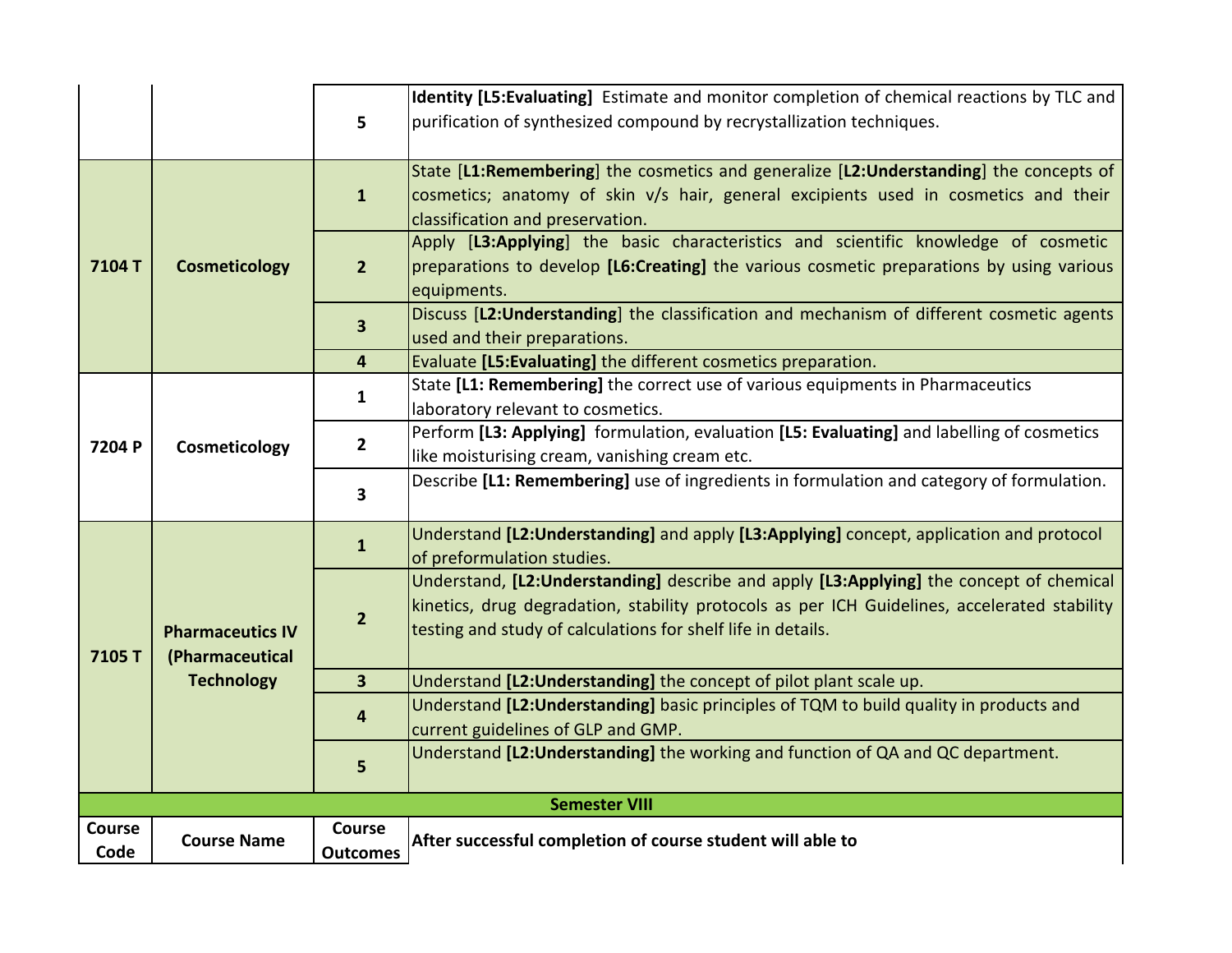| | | 5 | **Identity [L5:Evaluating]** Estimate and monitor completion of chemical reactions by TLC and purification of synthesized compound by recrystallization techniques. |
|---|---|---|---|
| 7104 T | Cosmeticology | 1 | State [**L1:Remembering**] the cosmetics and generalize [**L2:Understanding**] the concepts of cosmetics; anatomy of skin v/s hair, general excipients used in cosmetics and their classification and preservation. |
| | | 2 | Apply [**L3:Applying**] the basic characteristics and scientific knowledge of cosmetic preparations to develop **[L6:Creating]** the various cosmetic preparations by using various equipments. |
| | | 3 | Discuss [**L2:Understanding**] the classification and mechanism of different cosmetic agents used and their preparations. |
| | | 4 | Evaluate **[L5:Evaluating]** the different cosmetics preparation. |
| 7204 P | Cosmeticology | 1 | State **[L1: Remembering]** the correct use of various equipments in Pharmaceutics laboratory relevant to cosmetics. |
| | | 2 | Perform **[L3: Applying]** formulation, evaluation **[L5: Evaluating]** and labelling of cosmetics like moisturising cream, vanishing cream etc. |
| | | 3 | Describe **[L1: Remembering]** use of ingredients in formulation and category of formulation. |
| 7105 T | Pharmaceutics IV (Pharmaceutical Technology | 1 | Understand **[L2:Understanding]** and apply **[L3:Applying]** concept, application and protocol of preformulation studies. |
| | | 2 | Understand, **[L2:Understanding]** describe and apply **[L3:Applying]** the concept of chemical kinetics, drug degradation, stability protocols as per ICH Guidelines, accelerated stability testing and study of calculations for shelf life in details. |
| | | 3 | Understand **[L2:Understanding]** the concept of pilot plant scale up. |
| | | 4 | Understand **[L2:Understanding]** basic principles of TQM to build quality in products and current guidelines of GLP and GMP. |
| | | 5 | Understand **[L2:Understanding]** the working and function of QA and QC department. |

**Semester VIII**

| Course Code | Course Name | Course Outcomes | After successful completion of course student will able to |
|---|---|---|---|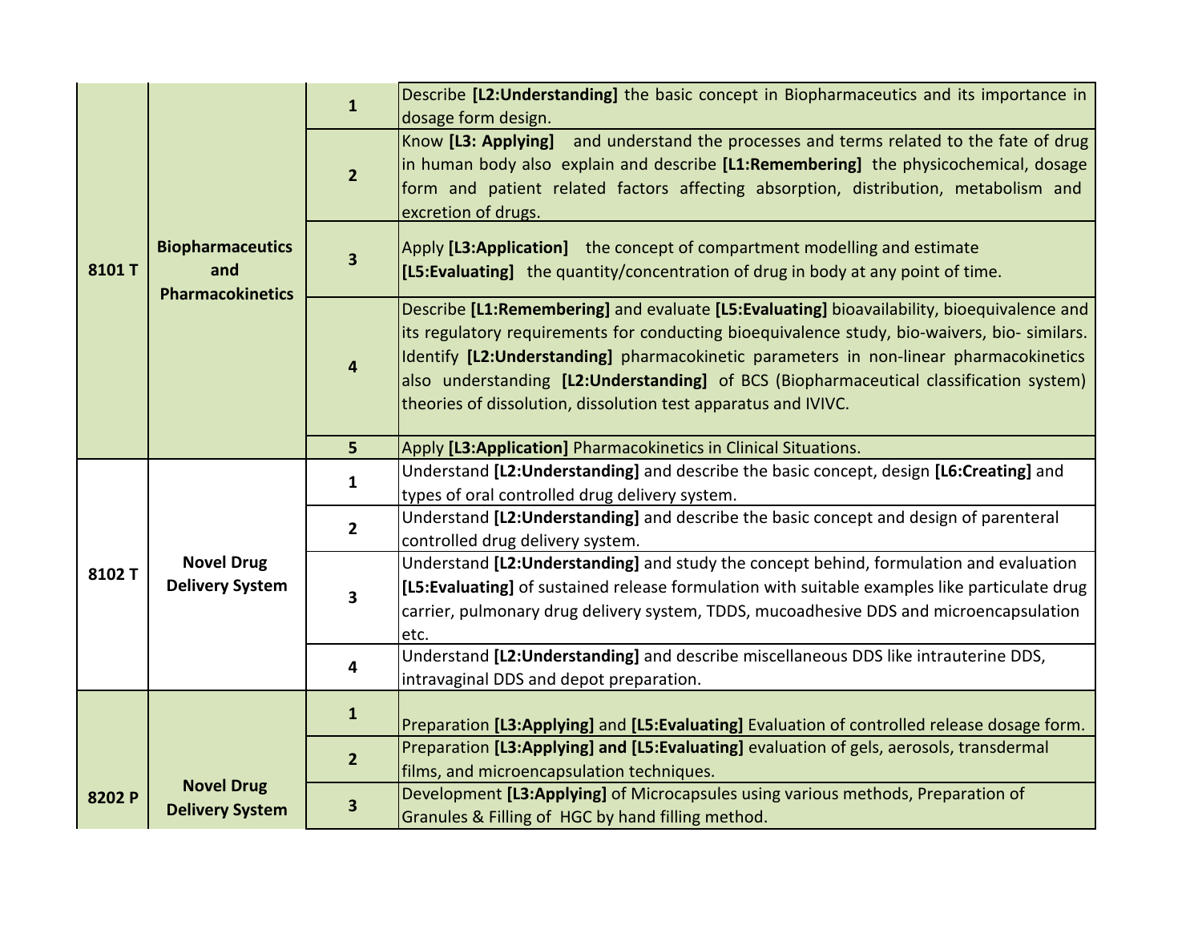| | | | |
|---|---|---|---|
| 8101 T | Biopharmaceutics and Pharmacokinetics | 1 | Describe **[L2:Understanding]** the basic concept in Biopharmaceutics and its importance in dosage form design. |
| | | 2 | Know **[L3: Applying]** and understand the processes and terms related to the fate of drug in human body also explain and describe **[L1:Remembering]** the physicochemical, dosage form and patient related factors affecting absorption, distribution, metabolism and excretion of drugs. |
| | | 3 | Apply **[L3:Application]** the concept of compartment modelling and estimate **[L5:Evaluating]** the quantity/concentration of drug in body at any point of time. |
| | | 4 | Describe **[L1:Remembering]** and evaluate **[L5:Evaluating]** bioavailability, bioequivalence and its regulatory requirements for conducting bioequivalence study, bio-waivers, bio- similars. Identify **[L2:Understanding]** pharmacokinetic parameters in non-linear pharmacokinetics also understanding **[L2:Understanding]** of BCS (Biopharmaceutical classification system) theories of dissolution, dissolution test apparatus and IVIVC. |
| | | 5 | Apply **[L3:Application]** Pharmacokinetics in Clinical Situations. |
| 8102 T | Novel Drug Delivery System | 1 | Understand **[L2:Understanding]** and describe the basic concept, design **[L6:Creating]** and types of oral controlled drug delivery system. |
| | | 2 | Understand **[L2:Understanding]** and describe the basic concept and design of parenteral controlled drug delivery system. |
| | | 3 | Understand **[L2:Understanding]** and study the concept behind, formulation and evaluation **[L5:Evaluating]** of sustained release formulation with suitable examples like particulate drug carrier, pulmonary drug delivery system, TDDS, mucoadhesive DDS and microencapsulation etc. |
| | | 4 | Understand **[L2:Understanding]** and describe miscellaneous DDS like intrauterine DDS, intravaginal DDS and depot preparation. |
| 8202 P | Novel Drug Delivery System | 1 | Preparation **[L3:Applying]** and **[L5:Evaluating]** Evaluation of controlled release dosage form. |
| | | 2 | Preparation **[L3:Applying] and [L5:Evaluating]** evaluation of gels, aerosols, transdermal films, and microencapsulation techniques. |
| | | 3 | Development **[L3:Applying]** of Microcapsules using various methods, Preparation of Granules & Filling of HGC by hand filling method. |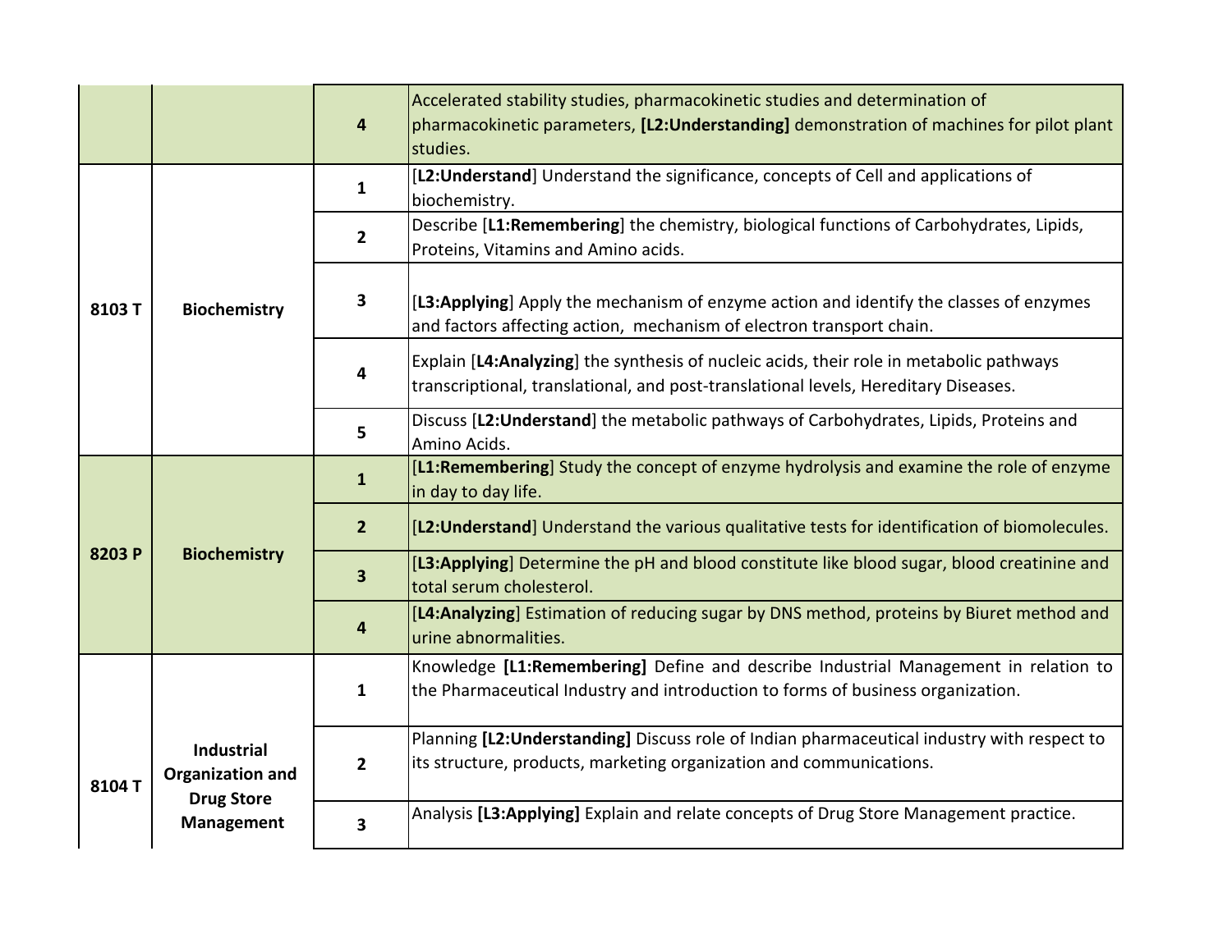| | | | |
|---|---|---|---|
| | | 4 | Accelerated stability studies, pharmacokinetic studies and determination of pharmacokinetic parameters, **[L2:Understanding]** demonstration of machines for pilot plant studies. |
| **8103 T** | **Biochemistry** | 1 | [**L2:Understand**] Understand the significance, concepts of Cell and applications of biochemistry. |
| | | 2 | Describe [**L1:Remembering**] the chemistry, biological functions of Carbohydrates, Lipids, Proteins, Vitamins and Amino acids. |
| | | 3 | [**L3:Applying**] Apply the mechanism of enzyme action and identify the classes of enzymes and factors affecting action, mechanism of electron transport chain. |
| | | 4 | Explain [**L4:Analyzing**] the synthesis of nucleic acids, their role in metabolic pathways transcriptional, translational, and post-translational levels, Hereditary Diseases. |
| | | 5 | Discuss [**L2:Understand**] the metabolic pathways of Carbohydrates, Lipids, Proteins and Amino Acids. |
| **8203 P** | **Biochemistry** | 1 | [**L1:Remembering**] Study the concept of enzyme hydrolysis and examine the role of enzyme in day to day life. |
| | | 2 | [**L2:Understand**] Understand the various qualitative tests for identification of biomolecules. |
| | | 3 | [**L3:Applying**] Determine the pH and blood constitute like blood sugar, blood creatinine and total serum cholesterol. |
| | | 4 | [**L4:Analyzing**] Estimation of reducing sugar by DNS method, proteins by Biuret method and urine abnormalities. |
| **8104 T** | **Industrial Organization and Drug Store Management** | 1 | Knowledge **[L1:Remembering]** Define and describe Industrial Management in relation to the Pharmaceutical Industry and introduction to forms of business organization. |
| | | 2 | Planning **[L2:Understanding]** Discuss role of Indian pharmaceutical industry with respect to its structure, products, marketing organization and communications. |
| | | 3 | Analysis **[L3:Applying]** Explain and relate concepts of Drug Store Management practice. |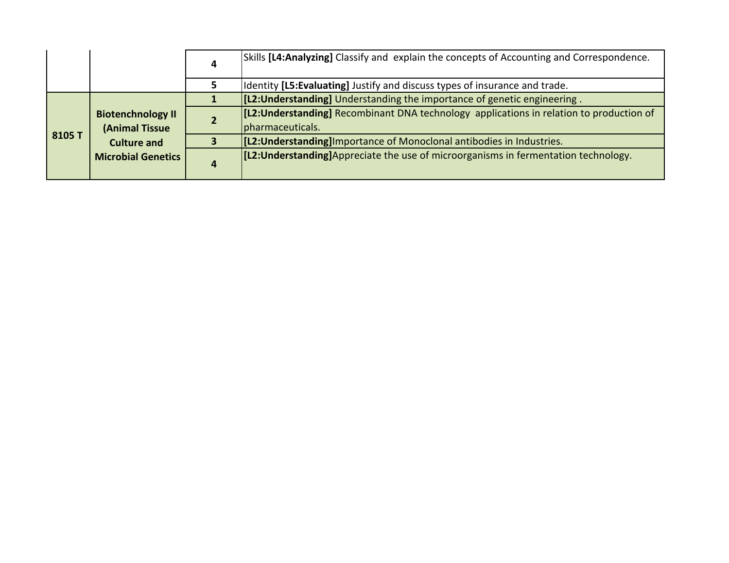| | | | |
|---|---|---|---|
| | | 4 | Skills **[L4:Analyzing]** Classify and explain the concepts of Accounting and Correspondence. |
| | | 5 | Identity **[L5:Evaluating]** Justify and discuss types of insurance and trade. |
| **8105 T** | **Biotenchnology II (Animal Tissue Culture and Microbial Genetics** | **1** | **[L2:Understanding]** Understanding the importance of genetic engineering . |
| | | **2** | **[L2:Understanding]** Recombinant DNA technology applications in relation to production of pharmaceuticals. |
| | | **3** | **[L2:Understanding]**Importance of Monoclonal antibodies in Industries. |
| | | **4** | **[L2:Understanding]**Appreciate the use of microorganisms in fermentation technology. |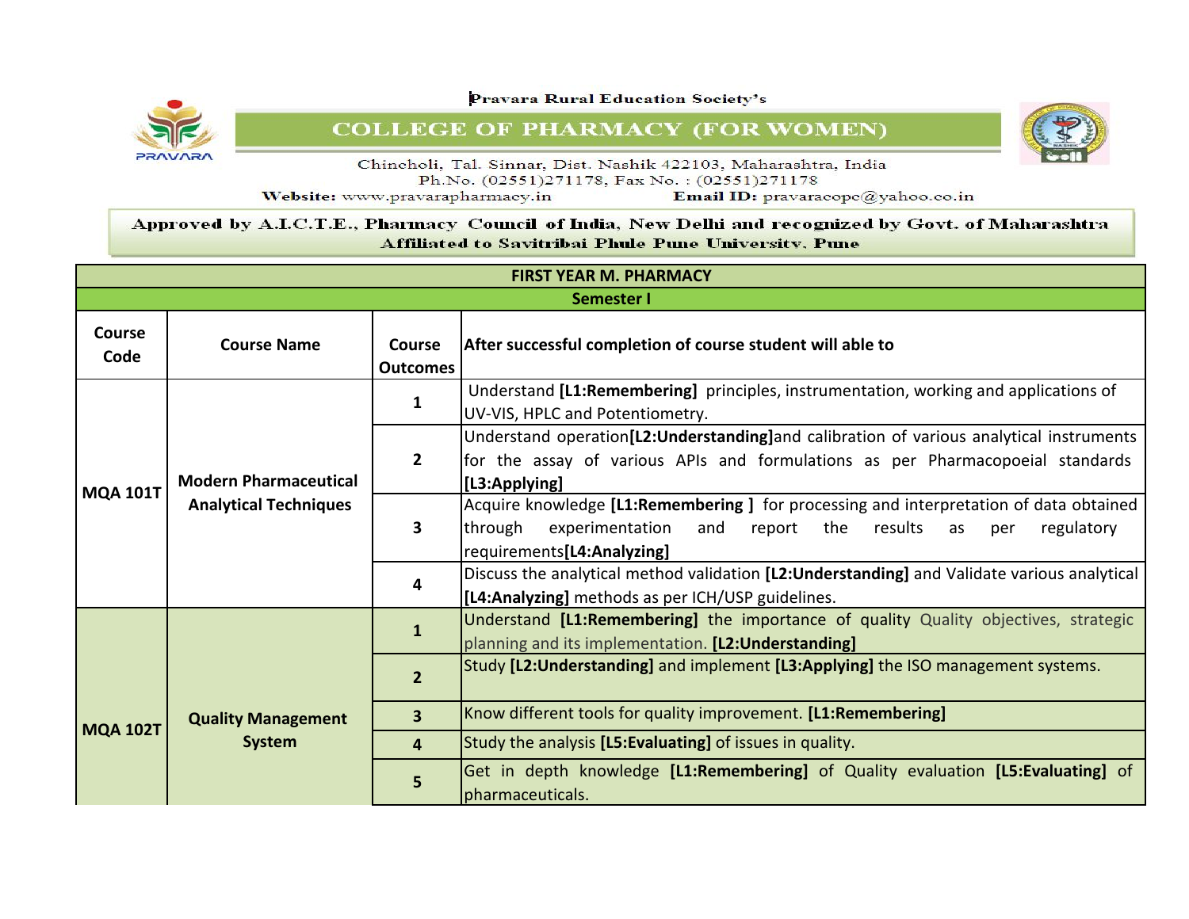Pravara Rural Education Society's

# COLLEGE OF PHARMACY (FOR WOMEN)

Chincholi, Tal. Sinnar, Dist. Nashik 422103, Maharashtra, India
Ph.No. (02551)271178, Fax No. : (02551)271178
**Website:** www.pravarapharmacy.in **Email ID:** pravaracopc@yahoo.co.in

**Approved by A.I.C.T.E., Pharmacy Council of India, New Delhi and recognized by Govt. of Maharashtra**
**Affiliated to Savitribai Phule Pune University, Pune**

## FIRST YEAR M. PHARMACY

### Semester I

| Course Code | Course Name | Course Outcomes | After successful completion of course student will able to |
|---|---|---|---|
| MQA 101T | Modern Pharmaceutical Analytical Techniques | 1 | Understand **[L1:Remembering]** principles, instrumentation, working and applications of UV-VIS, HPLC and Potentiometry. |
| | | 2 | Understand operation**[L2:Understanding]**and calibration of various analytical instruments for the assay of various APIs and formulations as per Pharmacopoeial standards **[L3:Applying]** |
| | | 3 | Acquire knowledge **[L1:Remembering ]** for processing and interpretation of data obtained through experimentation and report the results as per regulatory requirements**[L4:Analyzing]** |
| | | 4 | Discuss the analytical method validation **[L2:Understanding]** and Validate various analytical **[L4:Analyzing]** methods as per ICH/USP guidelines. |
| MQA 102T | Quality Management System | 1 | Understand **[L1:Remembering]** the importance of quality Quality objectives, strategic planning and its implementation. **[L2:Understanding]** |
| | | 2 | Study **[L2:Understanding]** and implement **[L3:Applying]** the ISO management systems. |
| | | 3 | Know different tools for quality improvement. **[L1:Remembering]** |
| | | 4 | Study the analysis **[L5:Evaluating]** of issues in quality. |
| | | 5 | Get in depth knowledge **[L1:Remembering]** of Quality evaluation **[L5:Evaluating]** of pharmaceuticals. |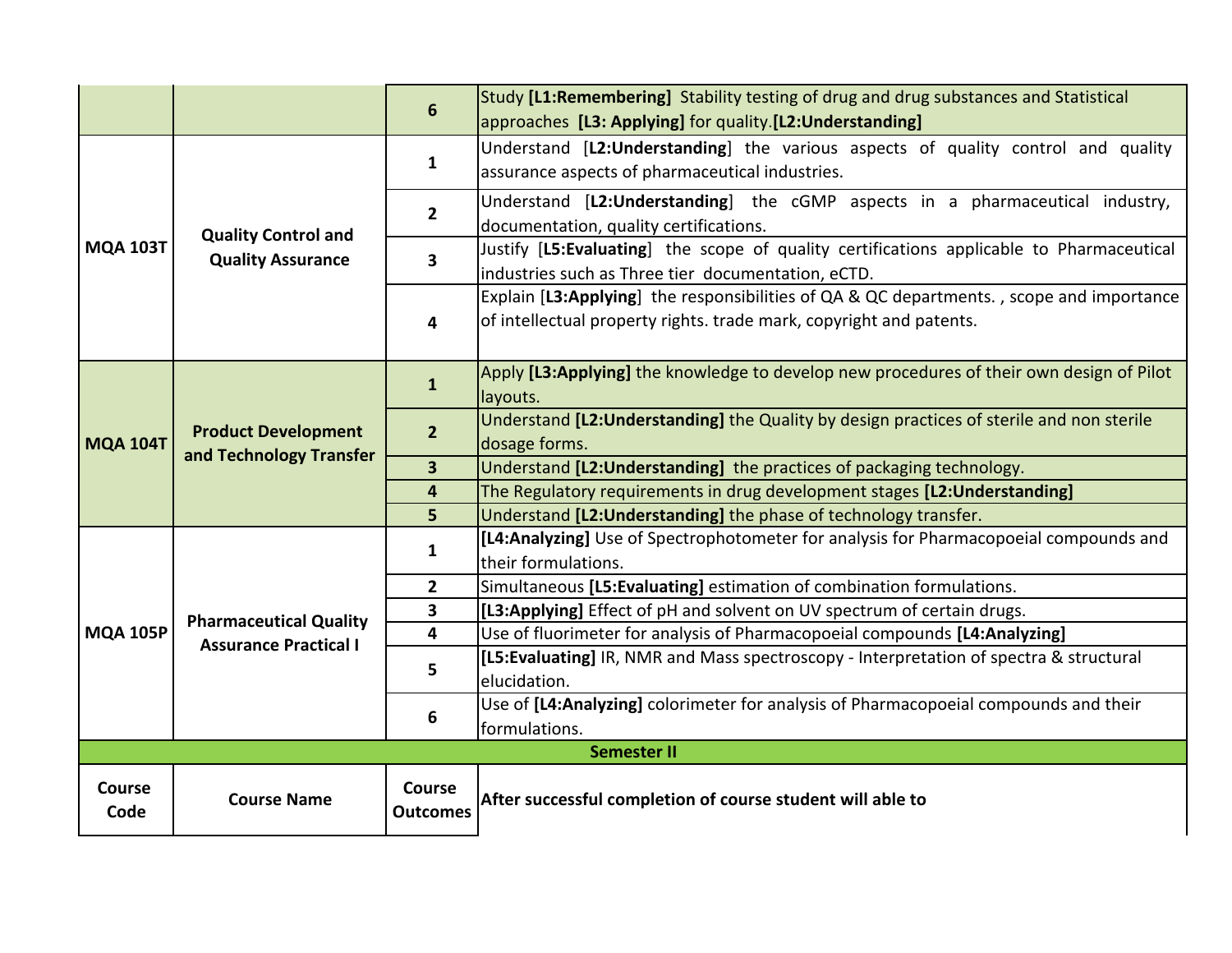| | | 6 | Study **[L1:Remembering]** Stability testing of drug and drug substances and Statistical approaches **[L3: Applying]** for quality.**[L2:Understanding]** |
|---|---|---|---|
| **MQA 103T** | **Quality Control and Quality Assurance** | **1** | Understand [**L2:Understanding**] the various aspects of quality control and quality assurance aspects of pharmaceutical industries. |
| | | **2** | Understand [**L2:Understanding**] the cGMP aspects in a pharmaceutical industry, documentation, quality certifications. |
| | | **3** | Justify [**L5:Evaluating**] the scope of quality certifications applicable to Pharmaceutical industries such as Three tier documentation, eCTD. |
| | | **4** | Explain [**L3:Applying**] the responsibilities of QA & QC departments. , scope and importance of intellectual property rights. trade mark, copyright and patents. |
| **MQA 104T** | **Product Development and Technology Transfer** | **1** | Apply **[L3:Applying]** the knowledge to develop new procedures of their own design of Pilot layouts. |
| | | **2** | Understand **[L2:Understanding]** the Quality by design practices of sterile and non sterile dosage forms. |
| | | **3** | Understand **[L2:Understanding]** the practices of packaging technology. |
| | | **4** | The Regulatory requirements in drug development stages **[L2:Understanding]** |
| | | **5** | Understand **[L2:Understanding]** the phase of technology transfer. |
| **MQA 105P** | **Pharmaceutical Quality Assurance Practical I** | **1** | **[L4:Analyzing]** Use of Spectrophotometer for analysis for Pharmacopoeial compounds and their formulations. |
| | | **2** | Simultaneous **[L5:Evaluating]** estimation of combination formulations. |
| | | **3** | **[L3:Applying]** Effect of pH and solvent on UV spectrum of certain drugs. |
| | | **4** | Use of fluorimeter for analysis of Pharmacopoeial compounds **[L4:Analyzing]** |
| | | **5** | **[L5:Evaluating]** IR, NMR and Mass spectroscopy - Interpretation of spectra & structural elucidation. |
| | | **6** | Use of **[L4:Analyzing]** colorimeter for analysis of Pharmacopoeial compounds and their formulations. |
| **Semester II** | | | |
| **Course Code** | **Course Name** | **Course Outcomes** | **After successful completion of course student will able to** |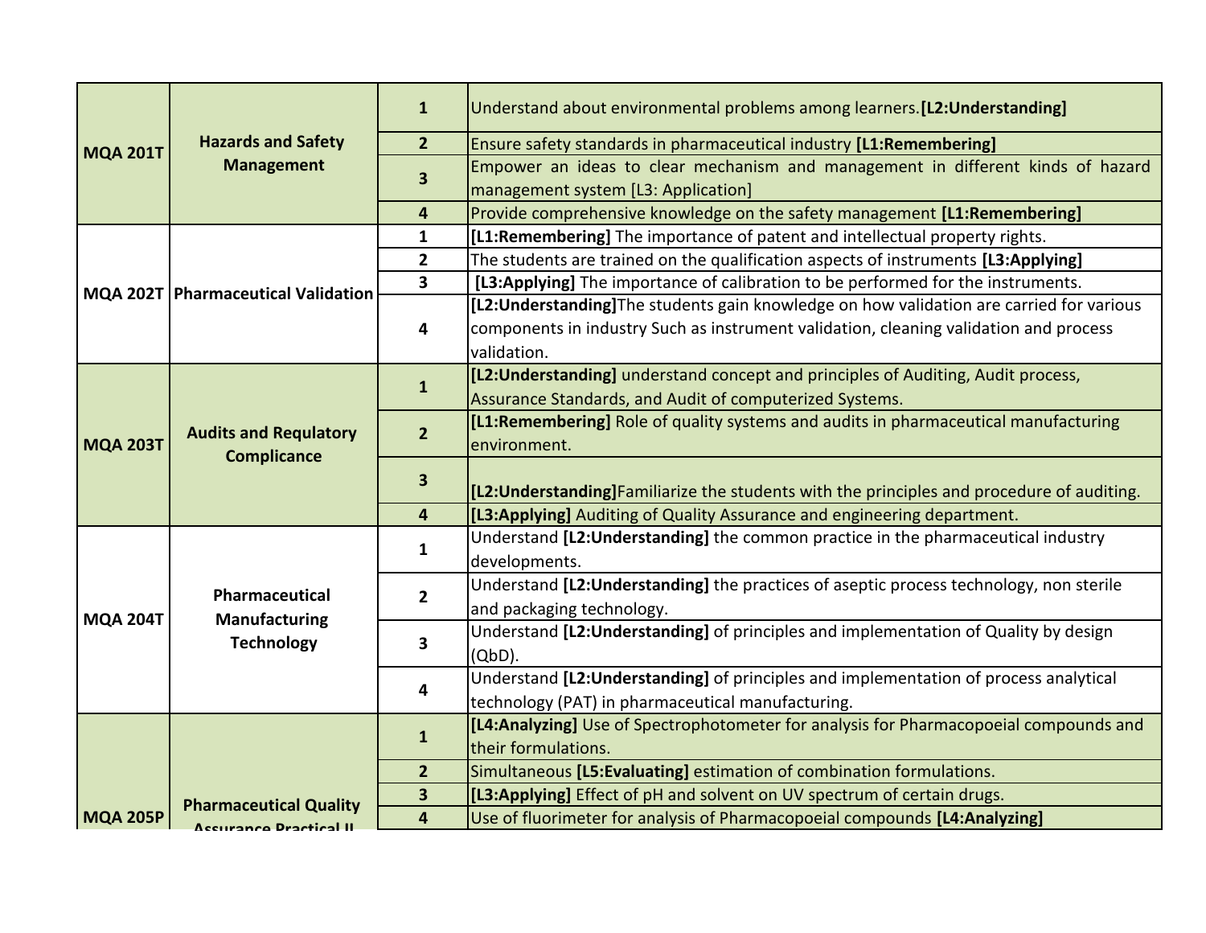| | | | |
|---|---|---|---|
| **MQA 201T** | **Hazards and Safety Management** | **1** | Understand about environmental problems among learners.**[L2:Understanding]** |
| | | **2** | Ensure safety standards in pharmaceutical industry **[L1:Remembering]** |
| | | **3** | Empower an ideas to clear mechanism and management in different kinds of hazard management system [L3: Application] |
| | | **4** | Provide comprehensive knowledge on the safety management **[L1:Remembering]** |
| **MQA 202T** | **Pharmaceutical Validation** | **1** | **[L1:Remembering]** The importance of patent and intellectual property rights. |
| | | **2** | The students are trained on the qualification aspects of instruments **[L3:Applying]** |
| | | **3** | **[L3:Applying]** The importance of calibration to be performed for the instruments. |
| | | **4** | **[L2:Understanding]**The students gain knowledge on how validation are carried for various components in industry Such as instrument validation, cleaning validation and process validation. |
| **MQA 203T** | **Audits and Requlatory Complicance** | **1** | **[L2:Understanding]** understand concept and principles of Auditing, Audit process, Assurance Standards, and Audit of computerized Systems. |
| | | **2** | **[L1:Remembering]** Role of quality systems and audits in pharmaceutical manufacturing environment. |
| | | **3** | **[L2:Understanding]**Familiarize the students with the principles and procedure of auditing. |
| | | **4** | **[L3:Applying]** Auditing of Quality Assurance and engineering department. |
| **MQA 204T** | **Pharmaceutical Manufacturing Technology** | **1** | Understand **[L2:Understanding]** the common practice in the pharmaceutical industry developments. |
| | | **2** | Understand **[L2:Understanding]** the practices of aseptic process technology, non sterile and packaging technology. |
| | | **3** | Understand **[L2:Understanding]** of principles and implementation of Quality by design (QbD). |
| | | **4** | Understand **[L2:Understanding]** of principles and implementation of process analytical technology (PAT) in pharmaceutical manufacturing. |
| **MQA 205P** | **Pharmaceutical Quality Assurance Practical II** | **1** | **[L4:Analyzing]** Use of Spectrophotometer for analysis for Pharmacopoeial compounds and their formulations. |
| | | **2** | Simultaneous **[L5:Evaluating]** estimation of combination formulations. |
| | | **3** | **[L3:Applying]** Effect of pH and solvent on UV spectrum of certain drugs. |
| | | **4** | Use of fluorimeter for analysis of Pharmacopoeial compounds **[L4:Analyzing]** |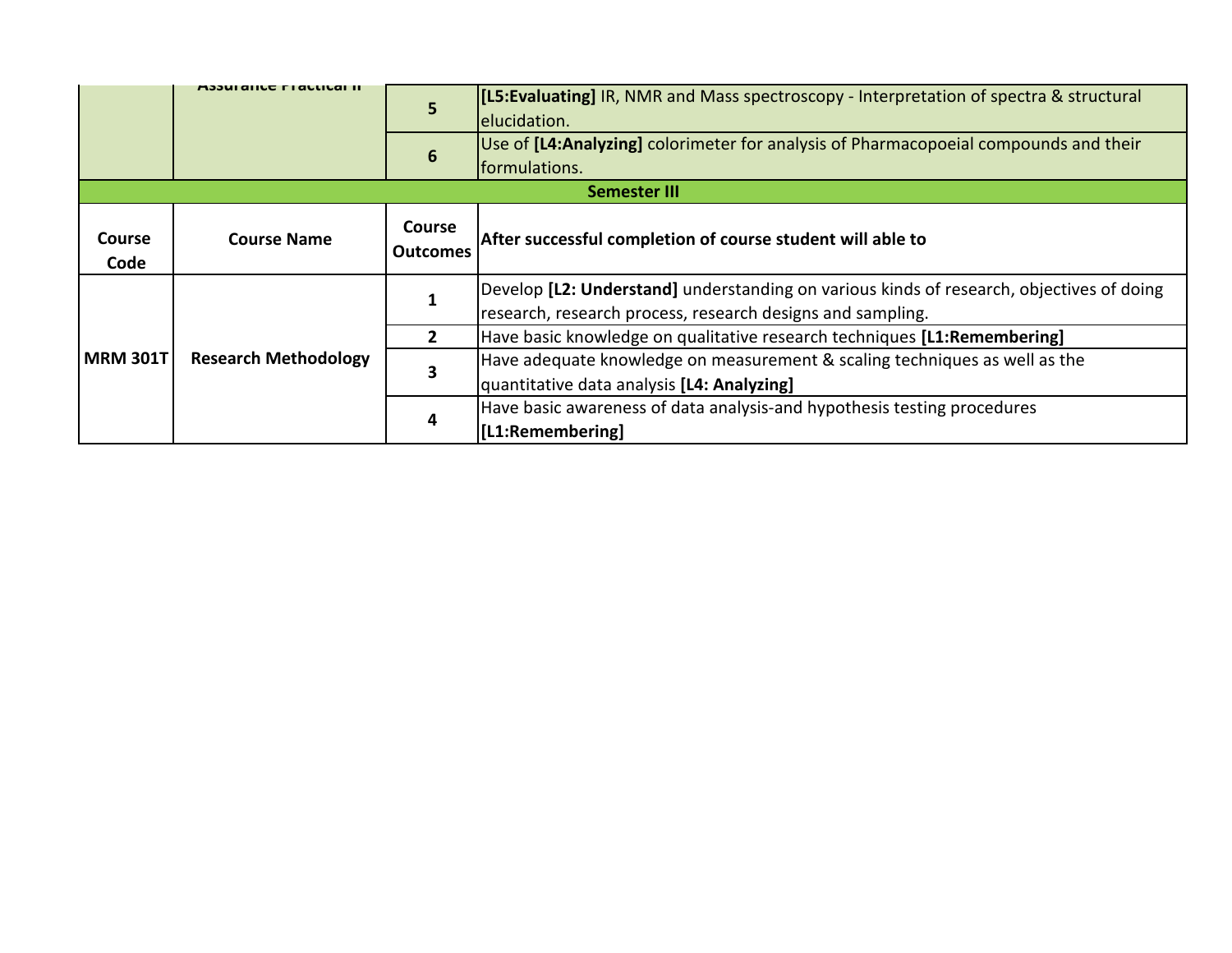| | | | |
|---|---|---|---|
| | Assurance Practical II | 5 | **[L5:Evaluating]** IR, NMR and Mass spectroscopy - Interpretation of spectra & structural elucidation. |
| | | 6 | Use of **[L4:Analyzing]** colorimeter for analysis of Pharmacopoeial compounds and their formulations. |

**Semester III**

| Course Code | Course Name | Course Outcomes | After successful completion of course student will able to |
|---|---|---|---|
| MRM 301T | Research Methodology | 1 | Develop **[L2: Understand]** understanding on various kinds of research, objectives of doing research, research process, research designs and sampling. |
| | | 2 | Have basic knowledge on qualitative research techniques **[L1:Remembering]** |
| | | 3 | Have adequate knowledge on measurement & scaling techniques as well as the quantitative data analysis **[L4: Analyzing]** |
| | | 4 | Have basic awareness of data analysis-and hypothesis testing procedures **[L1:Remembering]** |